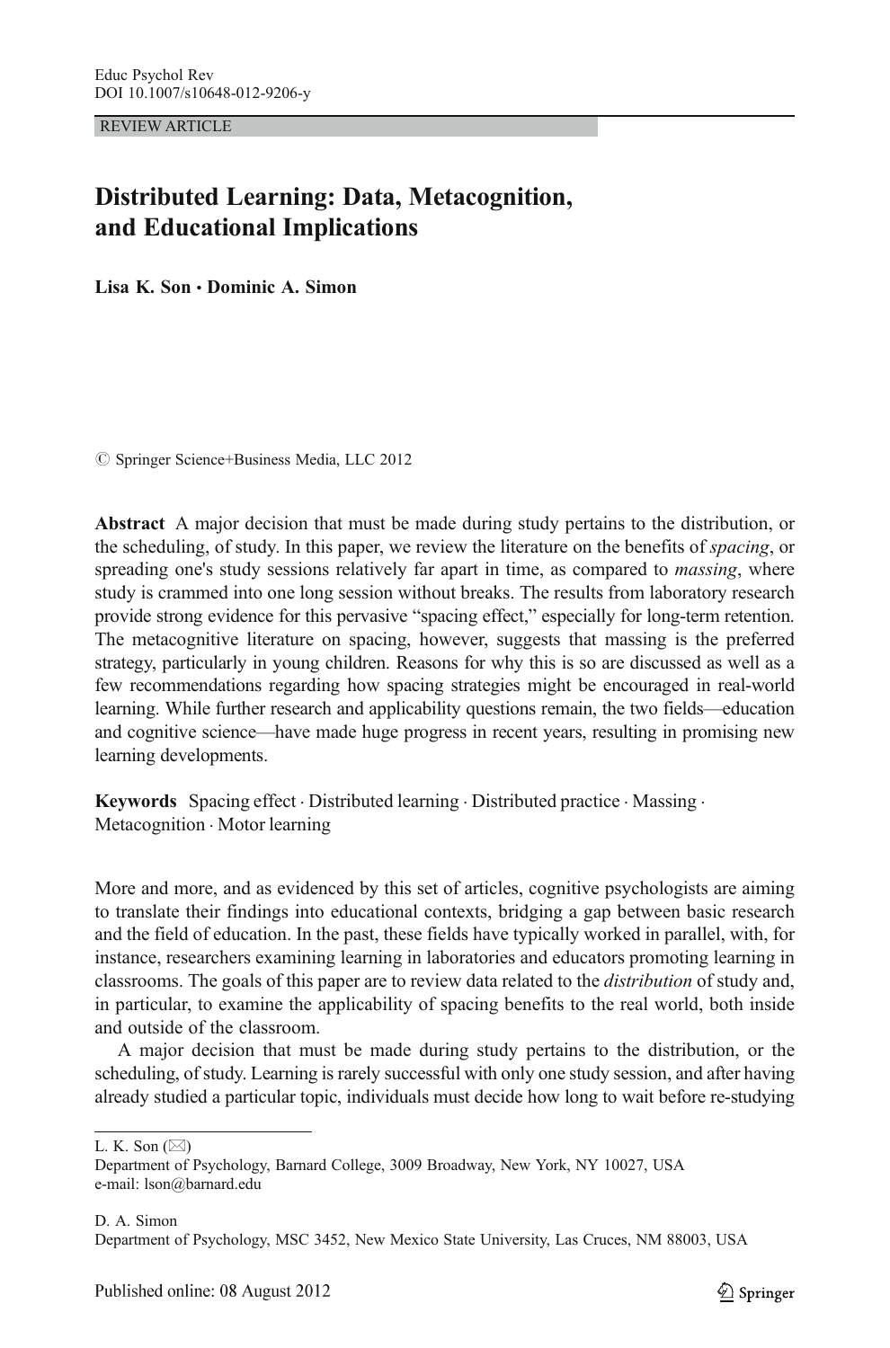Educ Psychol Rev
DOI 10.1007/s10648-012-9206-y

REVIEW ARTICLE

# Distributed Learning: Data, Metacognition, and Educational Implications

**Lisa K. Son · Dominic A. Simon**

© Springer Science+Business Media, LLC 2012

**Abstract** A major decision that must be made during study pertains to the distribution, or the scheduling, of study. In this paper, we review the literature on the benefits of *spacing*, or spreading one's study sessions relatively far apart in time, as compared to *massing*, where study is crammed into one long session without breaks. The results from laboratory research provide strong evidence for this pervasive "spacing effect," especially for long-term retention. The metacognitive literature on spacing, however, suggests that massing is the preferred strategy, particularly in young children. Reasons for why this is so are discussed as well as a few recommendations regarding how spacing strategies might be encouraged in real-world learning. While further research and applicability questions remain, the two fields—education and cognitive science—have made huge progress in recent years, resulting in promising new learning developments.

**Keywords** Spacing effect · Distributed learning · Distributed practice · Massing · Metacognition · Motor learning

More and more, and as evidenced by this set of articles, cognitive psychologists are aiming to translate their findings into educational contexts, bridging a gap between basic research and the field of education. In the past, these fields have typically worked in parallel, with, for instance, researchers examining learning in laboratories and educators promoting learning in classrooms. The goals of this paper are to review data related to the *distribution* of study and, in particular, to examine the applicability of spacing benefits to the real world, both inside and outside of the classroom.

A major decision that must be made during study pertains to the distribution, or the scheduling, of study. Learning is rarely successful with only one study session, and after having already studied a particular topic, individuals must decide how long to wait before re-studying

L. K. Son (✉)
Department of Psychology, Barnard College, 3009 Broadway, New York, NY 10027, USA
e-mail: lson@barnard.edu

D. A. Simon
Department of Psychology, MSC 3452, New Mexico State University, Las Cruces, NM 88003, USA

Published online: 08 August 2012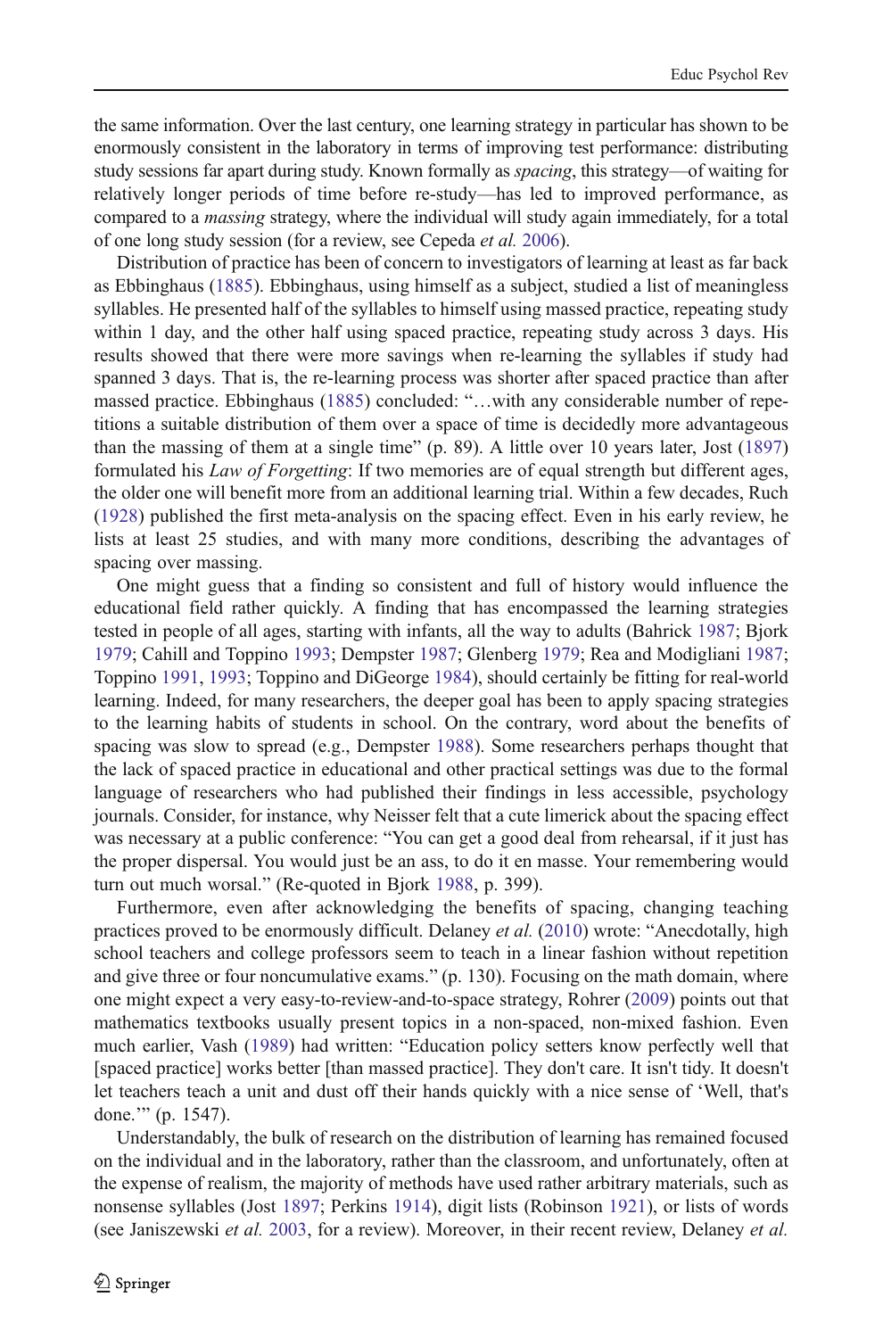the same information. Over the last century, one learning strategy in particular has shown to be enormously consistent in the laboratory in terms of improving test performance: distributing study sessions far apart during study. Known formally as *spacing*, this strategy—of waiting for relatively longer periods of time before re-study—has led to improved performance, as compared to a *massing* strategy, where the individual will study again immediately, for a total of one long study session (for a review, see Cepeda *et al.* 2006).

Distribution of practice has been of concern to investigators of learning at least as far back as Ebbinghaus (1885). Ebbinghaus, using himself as a subject, studied a list of meaningless syllables. He presented half of the syllables to himself using massed practice, repeating study within 1 day, and the other half using spaced practice, repeating study across 3 days. His results showed that there were more savings when re-learning the syllables if study had spanned 3 days. That is, the re-learning process was shorter after spaced practice than after massed practice. Ebbinghaus (1885) concluded: "…with any considerable number of repetitions a suitable distribution of them over a space of time is decidedly more advantageous than the massing of them at a single time" (p. 89). A little over 10 years later, Jost (1897) formulated his *Law of Forgetting*: If two memories are of equal strength but different ages, the older one will benefit more from an additional learning trial. Within a few decades, Ruch (1928) published the first meta-analysis on the spacing effect. Even in his early review, he lists at least 25 studies, and with many more conditions, describing the advantages of spacing over massing.

One might guess that a finding so consistent and full of history would influence the educational field rather quickly. A finding that has encompassed the learning strategies tested in people of all ages, starting with infants, all the way to adults (Bahrick 1987; Bjork 1979; Cahill and Toppino 1993; Dempster 1987; Glenberg 1979; Rea and Modigliani 1987; Toppino 1991, 1993; Toppino and DiGeorge 1984), should certainly be fitting for real-world learning. Indeed, for many researchers, the deeper goal has been to apply spacing strategies to the learning habits of students in school. On the contrary, word about the benefits of spacing was slow to spread (e.g., Dempster 1988). Some researchers perhaps thought that the lack of spaced practice in educational and other practical settings was due to the formal language of researchers who had published their findings in less accessible, psychology journals. Consider, for instance, why Neisser felt that a cute limerick about the spacing effect was necessary at a public conference: "You can get a good deal from rehearsal, if it just has the proper dispersal. You would just be an ass, to do it en masse. Your remembering would turn out much worsal." (Re-quoted in Bjork 1988, p. 399).

Furthermore, even after acknowledging the benefits of spacing, changing teaching practices proved to be enormously difficult. Delaney *et al.* (2010) wrote: "Anecdotally, high school teachers and college professors seem to teach in a linear fashion without repetition and give three or four noncumulative exams." (p. 130). Focusing on the math domain, where one might expect a very easy-to-review-and-to-space strategy, Rohrer (2009) points out that mathematics textbooks usually present topics in a non-spaced, non-mixed fashion. Even much earlier, Vash (1989) had written: "Education policy setters know perfectly well that [spaced practice] works better [than massed practice]. They don't care. It isn't tidy. It doesn't let teachers teach a unit and dust off their hands quickly with a nice sense of 'Well, that's done.'" (p. 1547).

Understandably, the bulk of research on the distribution of learning has remained focused on the individual and in the laboratory, rather than the classroom, and unfortunately, often at the expense of realism, the majority of methods have used rather arbitrary materials, such as nonsense syllables (Jost 1897; Perkins 1914), digit lists (Robinson 1921), or lists of words (see Janiszewski *et al.* 2003, for a review). Moreover, in their recent review, Delaney *et al.*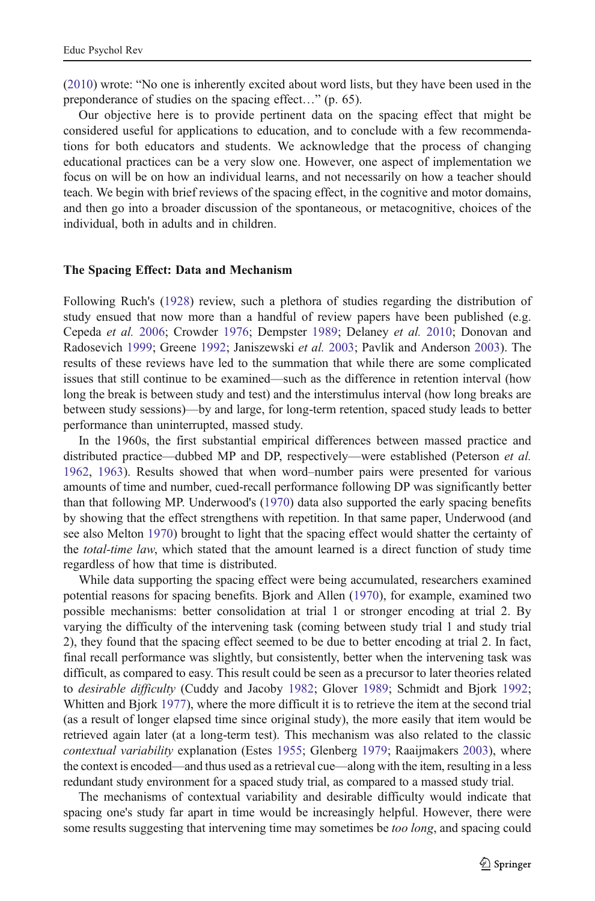(2010) wrote: "No one is inherently excited about word lists, but they have been used in the preponderance of studies on the spacing effect…" (p. 65).

Our objective here is to provide pertinent data on the spacing effect that might be considered useful for applications to education, and to conclude with a few recommendations for both educators and students. We acknowledge that the process of changing educational practices can be a very slow one. However, one aspect of implementation we focus on will be on how an individual learns, and not necessarily on how a teacher should teach. We begin with brief reviews of the spacing effect, in the cognitive and motor domains, and then go into a broader discussion of the spontaneous, or metacognitive, choices of the individual, both in adults and in children.

## The Spacing Effect: Data and Mechanism

Following Ruch's (1928) review, such a plethora of studies regarding the distribution of study ensued that now more than a handful of review papers have been published (e.g. Cepeda *et al.* 2006; Crowder 1976; Dempster 1989; Delaney *et al.* 2010; Donovan and Radosevich 1999; Greene 1992; Janiszewski *et al.* 2003; Pavlik and Anderson 2003). The results of these reviews have led to the summation that while there are some complicated issues that still continue to be examined—such as the difference in retention interval (how long the break is between study and test) and the interstimulus interval (how long breaks are between study sessions)—by and large, for long-term retention, spaced study leads to better performance than uninterrupted, massed study.

In the 1960s, the first substantial empirical differences between massed practice and distributed practice—dubbed MP and DP, respectively—were established (Peterson *et al.* 1962, 1963). Results showed that when word–number pairs were presented for various amounts of time and number, cued-recall performance following DP was significantly better than that following MP. Underwood's (1970) data also supported the early spacing benefits by showing that the effect strengthens with repetition. In that same paper, Underwood (and see also Melton 1970) brought to light that the spacing effect would shatter the certainty of the *total-time law*, which stated that the amount learned is a direct function of study time regardless of how that time is distributed.

While data supporting the spacing effect were being accumulated, researchers examined potential reasons for spacing benefits. Bjork and Allen (1970), for example, examined two possible mechanisms: better consolidation at trial 1 or stronger encoding at trial 2. By varying the difficulty of the intervening task (coming between study trial 1 and study trial 2), they found that the spacing effect seemed to be due to better encoding at trial 2. In fact, final recall performance was slightly, but consistently, better when the intervening task was difficult, as compared to easy. This result could be seen as a precursor to later theories related to *desirable difficulty* (Cuddy and Jacoby 1982; Glover 1989; Schmidt and Bjork 1992; Whitten and Bjork 1977), where the more difficult it is to retrieve the item at the second trial (as a result of longer elapsed time since original study), the more easily that item would be retrieved again later (at a long-term test). This mechanism was also related to the classic *contextual variability* explanation (Estes 1955; Glenberg 1979; Raaijmakers 2003), where the context is encoded—and thus used as a retrieval cue—along with the item, resulting in a less redundant study environment for a spaced study trial, as compared to a massed study trial.

The mechanisms of contextual variability and desirable difficulty would indicate that spacing one's study far apart in time would be increasingly helpful. However, there were some results suggesting that intervening time may sometimes be *too long*, and spacing could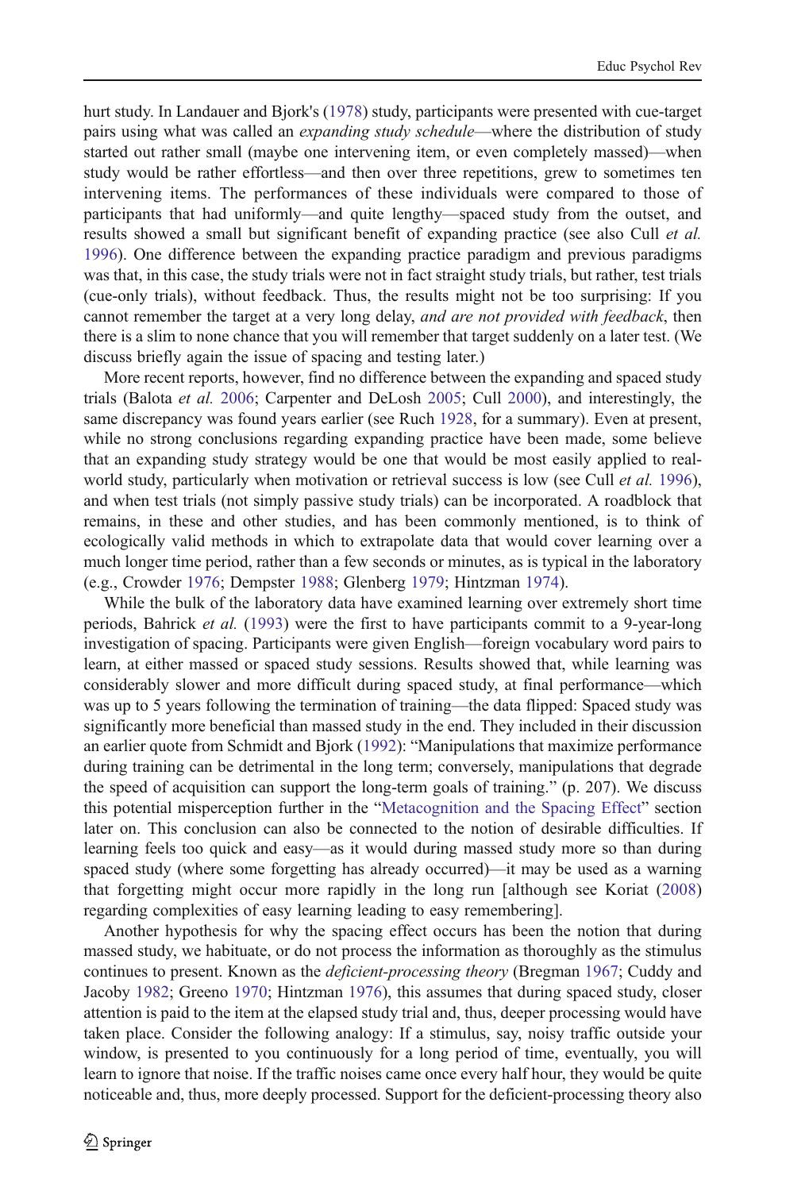hurt study. In Landauer and Bjork's (1978) study, participants were presented with cue-target pairs using what was called an *expanding study schedule*—where the distribution of study started out rather small (maybe one intervening item, or even completely massed)—when study would be rather effortless—and then over three repetitions, grew to sometimes ten intervening items. The performances of these individuals were compared to those of participants that had uniformly—and quite lengthy—spaced study from the outset, and results showed a small but significant benefit of expanding practice (see also Cull *et al.* 1996). One difference between the expanding practice paradigm and previous paradigms was that, in this case, the study trials were not in fact straight study trials, but rather, test trials (cue-only trials), without feedback. Thus, the results might not be too surprising: If you cannot remember the target at a very long delay, *and are not provided with feedback*, then there is a slim to none chance that you will remember that target suddenly on a later test. (We discuss briefly again the issue of spacing and testing later.)

More recent reports, however, find no difference between the expanding and spaced study trials (Balota *et al.* 2006; Carpenter and DeLosh 2005; Cull 2000), and interestingly, the same discrepancy was found years earlier (see Ruch 1928, for a summary). Even at present, while no strong conclusions regarding expanding practice have been made, some believe that an expanding study strategy would be one that would be most easily applied to real-world study, particularly when motivation or retrieval success is low (see Cull *et al.* 1996), and when test trials (not simply passive study trials) can be incorporated. A roadblock that remains, in these and other studies, and has been commonly mentioned, is to think of ecologically valid methods in which to extrapolate data that would cover learning over a much longer time period, rather than a few seconds or minutes, as is typical in the laboratory (e.g., Crowder 1976; Dempster 1988; Glenberg 1979; Hintzman 1974).

While the bulk of the laboratory data have examined learning over extremely short time periods, Bahrick *et al.* (1993) were the first to have participants commit to a 9-year-long investigation of spacing. Participants were given English—foreign vocabulary word pairs to learn, at either massed or spaced study sessions. Results showed that, while learning was considerably slower and more difficult during spaced study, at final performance—which was up to 5 years following the termination of training—the data flipped: Spaced study was significantly more beneficial than massed study in the end. They included in their discussion an earlier quote from Schmidt and Bjork (1992): "Manipulations that maximize performance during training can be detrimental in the long term; conversely, manipulations that degrade the speed of acquisition can support the long-term goals of training." (p. 207). We discuss this potential misperception further in the "Metacognition and the Spacing Effect" section later on. This conclusion can also be connected to the notion of desirable difficulties. If learning feels too quick and easy—as it would during massed study more so than during spaced study (where some forgetting has already occurred)—it may be used as a warning that forgetting might occur more rapidly in the long run [although see Koriat (2008) regarding complexities of easy learning leading to easy remembering].

Another hypothesis for why the spacing effect occurs has been the notion that during massed study, we habituate, or do not process the information as thoroughly as the stimulus continues to present. Known as the *deficient-processing theory* (Bregman 1967; Cuddy and Jacoby 1982; Greeno 1970; Hintzman 1976), this assumes that during spaced study, closer attention is paid to the item at the elapsed study trial and, thus, deeper processing would have taken place. Consider the following analogy: If a stimulus, say, noisy traffic outside your window, is presented to you continuously for a long period of time, eventually, you will learn to ignore that noise. If the traffic noises came once every half hour, they would be quite noticeable and, thus, more deeply processed. Support for the deficient-processing theory also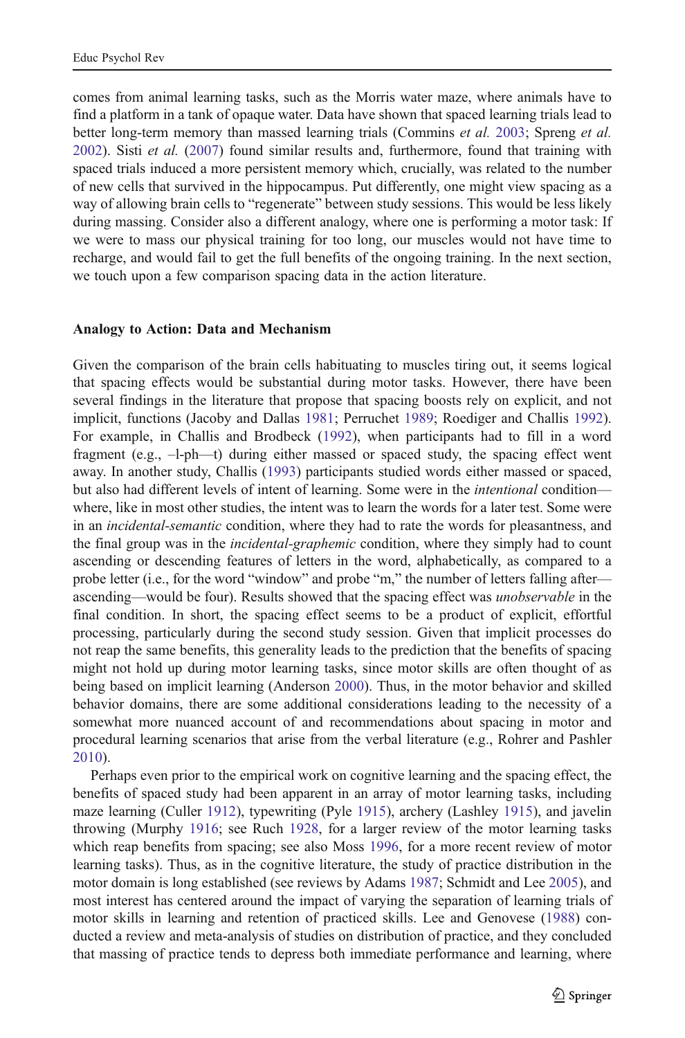comes from animal learning tasks, such as the Morris water maze, where animals have to find a platform in a tank of opaque water. Data have shown that spaced learning trials lead to better long-term memory than massed learning trials (Commins *et al.* 2003; Spreng *et al.* 2002). Sisti *et al.* (2007) found similar results and, furthermore, found that training with spaced trials induced a more persistent memory which, crucially, was related to the number of new cells that survived in the hippocampus. Put differently, one might view spacing as a way of allowing brain cells to "regenerate" between study sessions. This would be less likely during massing. Consider also a different analogy, where one is performing a motor task: If we were to mass our physical training for too long, our muscles would not have time to recharge, and would fail to get the full benefits of the ongoing training. In the next section, we touch upon a few comparison spacing data in the action literature.

**Analogy to Action: Data and Mechanism**

Given the comparison of the brain cells habituating to muscles tiring out, it seems logical that spacing effects would be substantial during motor tasks. However, there have been several findings in the literature that propose that spacing boosts rely on explicit, and not implicit, functions (Jacoby and Dallas 1981; Perruchet 1989; Roediger and Challis 1992). For example, in Challis and Brodbeck (1992), when participants had to fill in a word fragment (e.g., –l-ph—t) during either massed or spaced study, the spacing effect went away. In another study, Challis (1993) participants studied words either massed or spaced, but also had different levels of intent of learning. Some were in the *intentional* condition—where, like in most other studies, the intent was to learn the words for a later test. Some were in an *incidental-semantic* condition, where they had to rate the words for pleasantness, and the final group was in the *incidental-graphemic* condition, where they simply had to count ascending or descending features of letters in the word, alphabetically, as compared to a probe letter (i.e., for the word "window" and probe "m," the number of letters falling after—ascending—would be four). Results showed that the spacing effect was *unobservable* in the final condition. In short, the spacing effect seems to be a product of explicit, effortful processing, particularly during the second study session. Given that implicit processes do not reap the same benefits, this generality leads to the prediction that the benefits of spacing might not hold up during motor learning tasks, since motor skills are often thought of as being based on implicit learning (Anderson 2000). Thus, in the motor behavior and skilled behavior domains, there are some additional considerations leading to the necessity of a somewhat more nuanced account of and recommendations about spacing in motor and procedural learning scenarios that arise from the verbal literature (e.g., Rohrer and Pashler 2010).

Perhaps even prior to the empirical work on cognitive learning and the spacing effect, the benefits of spaced study had been apparent in an array of motor learning tasks, including maze learning (Culler 1912), typewriting (Pyle 1915), archery (Lashley 1915), and javelin throwing (Murphy 1916; see Ruch 1928, for a larger review of the motor learning tasks which reap benefits from spacing; see also Moss 1996, for a more recent review of motor learning tasks). Thus, as in the cognitive literature, the study of practice distribution in the motor domain is long established (see reviews by Adams 1987; Schmidt and Lee 2005), and most interest has centered around the impact of varying the separation of learning trials of motor skills in learning and retention of practiced skills. Lee and Genovese (1988) conducted a review and meta-analysis of studies on distribution of practice, and they concluded that massing of practice tends to depress both immediate performance and learning, where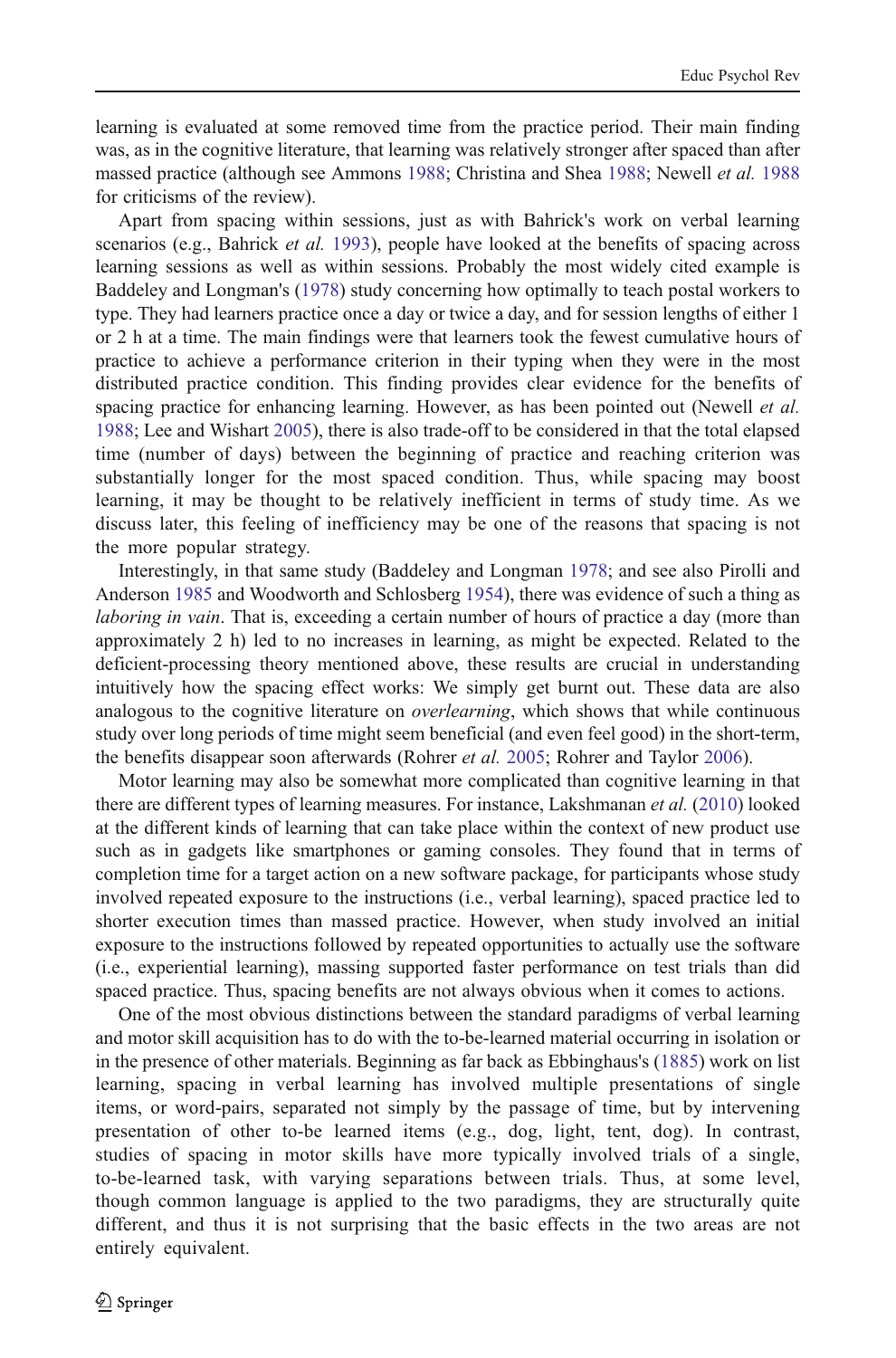learning is evaluated at some removed time from the practice period. Their main finding was, as in the cognitive literature, that learning was relatively stronger after spaced than after massed practice (although see Ammons 1988; Christina and Shea 1988; Newell *et al.* 1988 for criticisms of the review).

Apart from spacing within sessions, just as with Bahrick's work on verbal learning scenarios (e.g., Bahrick *et al.* 1993), people have looked at the benefits of spacing across learning sessions as well as within sessions. Probably the most widely cited example is Baddeley and Longman's (1978) study concerning how optimally to teach postal workers to type. They had learners practice once a day or twice a day, and for session lengths of either 1 or 2 h at a time. The main findings were that learners took the fewest cumulative hours of practice to achieve a performance criterion in their typing when they were in the most distributed practice condition. This finding provides clear evidence for the benefits of spacing practice for enhancing learning. However, as has been pointed out (Newell *et al.* 1988; Lee and Wishart 2005), there is also trade-off to be considered in that the total elapsed time (number of days) between the beginning of practice and reaching criterion was substantially longer for the most spaced condition. Thus, while spacing may boost learning, it may be thought to be relatively inefficient in terms of study time. As we discuss later, this feeling of inefficiency may be one of the reasons that spacing is not the more popular strategy.

Interestingly, in that same study (Baddeley and Longman 1978; and see also Pirolli and Anderson 1985 and Woodworth and Schlosberg 1954), there was evidence of such a thing as *laboring in vain*. That is, exceeding a certain number of hours of practice a day (more than approximately 2 h) led to no increases in learning, as might be expected. Related to the deficient-processing theory mentioned above, these results are crucial in understanding intuitively how the spacing effect works: We simply get burnt out. These data are also analogous to the cognitive literature on *overlearning*, which shows that while continuous study over long periods of time might seem beneficial (and even feel good) in the short-term, the benefits disappear soon afterwards (Rohrer *et al.* 2005; Rohrer and Taylor 2006).

Motor learning may also be somewhat more complicated than cognitive learning in that there are different types of learning measures. For instance, Lakshmanan *et al.* (2010) looked at the different kinds of learning that can take place within the context of new product use such as in gadgets like smartphones or gaming consoles. They found that in terms of completion time for a target action on a new software package, for participants whose study involved repeated exposure to the instructions (i.e., verbal learning), spaced practice led to shorter execution times than massed practice. However, when study involved an initial exposure to the instructions followed by repeated opportunities to actually use the software (i.e., experiential learning), massing supported faster performance on test trials than did spaced practice. Thus, spacing benefits are not always obvious when it comes to actions.

One of the most obvious distinctions between the standard paradigms of verbal learning and motor skill acquisition has to do with the to-be-learned material occurring in isolation or in the presence of other materials. Beginning as far back as Ebbinghaus's (1885) work on list learning, spacing in verbal learning has involved multiple presentations of single items, or word-pairs, separated not simply by the passage of time, but by intervening presentation of other to-be learned items (e.g., dog, light, tent, dog). In contrast, studies of spacing in motor skills have more typically involved trials of a single, to-be-learned task, with varying separations between trials. Thus, at some level, though common language is applied to the two paradigms, they are structurally quite different, and thus it is not surprising that the basic effects in the two areas are not entirely equivalent.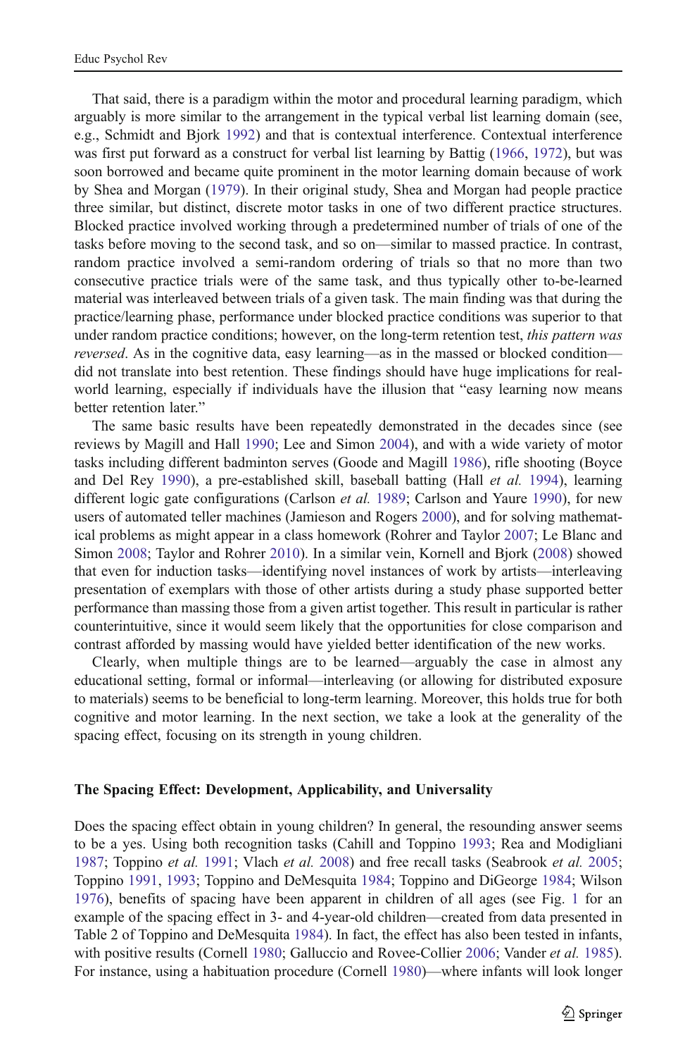That said, there is a paradigm within the motor and procedural learning paradigm, which arguably is more similar to the arrangement in the typical verbal list learning domain (see, e.g., Schmidt and Bjork 1992) and that is contextual interference. Contextual interference was first put forward as a construct for verbal list learning by Battig (1966, 1972), but was soon borrowed and became quite prominent in the motor learning domain because of work by Shea and Morgan (1979). In their original study, Shea and Morgan had people practice three similar, but distinct, discrete motor tasks in one of two different practice structures. Blocked practice involved working through a predetermined number of trials of one of the tasks before moving to the second task, and so on—similar to massed practice. In contrast, random practice involved a semi-random ordering of trials so that no more than two consecutive practice trials were of the same task, and thus typically other to-be-learned material was interleaved between trials of a given task. The main finding was that during the practice/learning phase, performance under blocked practice conditions was superior to that under random practice conditions; however, on the long-term retention test, *this pattern was reversed*. As in the cognitive data, easy learning—as in the massed or blocked condition—did not translate into best retention. These findings should have huge implications for real-world learning, especially if individuals have the illusion that "easy learning now means better retention later."

The same basic results have been repeatedly demonstrated in the decades since (see reviews by Magill and Hall 1990; Lee and Simon 2004), and with a wide variety of motor tasks including different badminton serves (Goode and Magill 1986), rifle shooting (Boyce and Del Rey 1990), a pre-established skill, baseball batting (Hall *et al.* 1994), learning different logic gate configurations (Carlson *et al.* 1989; Carlson and Yaure 1990), for new users of automated teller machines (Jamieson and Rogers 2000), and for solving mathematical problems as might appear in a class homework (Rohrer and Taylor 2007; Le Blanc and Simon 2008; Taylor and Rohrer 2010). In a similar vein, Kornell and Bjork (2008) showed that even for induction tasks—identifying novel instances of work by artists—interleaving presentation of exemplars with those of other artists during a study phase supported better performance than massing those from a given artist together. This result in particular is rather counterintuitive, since it would seem likely that the opportunities for close comparison and contrast afforded by massing would have yielded better identification of the new works.

Clearly, when multiple things are to be learned—arguably the case in almost any educational setting, formal or informal—interleaving (or allowing for distributed exposure to materials) seems to be beneficial to long-term learning. Moreover, this holds true for both cognitive and motor learning. In the next section, we take a look at the generality of the spacing effect, focusing on its strength in young children.

## The Spacing Effect: Development, Applicability, and Universality

Does the spacing effect obtain in young children? In general, the resounding answer seems to be a yes. Using both recognition tasks (Cahill and Toppino 1993; Rea and Modigliani 1987; Toppino *et al.* 1991; Vlach *et al.* 2008) and free recall tasks (Seabrook *et al.* 2005; Toppino 1991, 1993; Toppino and DeMesquita 1984; Toppino and DiGeorge 1984; Wilson 1976), benefits of spacing have been apparent in children of all ages (see Fig. 1 for an example of the spacing effect in 3- and 4-year-old children—created from data presented in Table 2 of Toppino and DeMesquita 1984). In fact, the effect has also been tested in infants, with positive results (Cornell 1980; Galluccio and Rovee-Collier 2006; Vander *et al.* 1985). For instance, using a habituation procedure (Cornell 1980)—where infants will look longer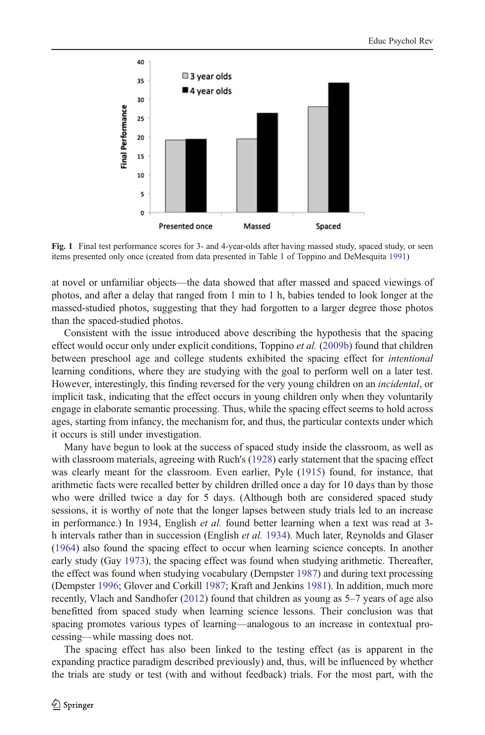40
35
30
25
20
15
10
5
0

Final Performance

3 year olds
4 year olds

Presented once
Massed
Spaced

**Fig. 1** Final test performance scores for 3- and 4-year-olds after having massed study, spaced study, or seen items presented only once (created from data presented in Table 1 of Toppino and DeMesquita 1991)

at novel or unfamiliar objects—the data showed that after massed and spaced viewings of photos, and after a delay that ranged from 1 min to 1 h, babies tended to look longer at the massed-studied photos, suggesting that they had forgotten to a larger degree those photos than the spaced-studied photos.

Consistent with the issue introduced above describing the hypothesis that the spacing effect would occur only under explicit conditions, Toppino *et al.* (2009b) found that children between preschool age and college students exhibited the spacing effect for *intentional* learning conditions, where they are studying with the goal to perform well on a later test. However, interestingly, this finding reversed for the very young children on an *incidental*, or implicit task, indicating that the effect occurs in young children only when they voluntarily engage in elaborate semantic processing. Thus, while the spacing effect seems to hold across ages, starting from infancy, the mechanism for, and thus, the particular contexts under which it occurs is still under investigation.

Many have begun to look at the success of spaced study inside the classroom, as well as with classroom materials, agreeing with Ruch's (1928) early statement that the spacing effect was clearly meant for the classroom. Even earlier, Pyle (1915) found, for instance, that arithmetic facts were recalled better by children drilled once a day for 10 days than by those who were drilled twice a day for 5 days. (Although both are considered spaced study sessions, it is worthy of note that the longer lapses between study trials led to an increase in performance.) In 1934, English *et al.* found better learning when a text was read at 3-h intervals rather than in succession (English *et al.* 1934). Much later, Reynolds and Glaser (1964) also found the spacing effect to occur when learning science concepts. In another early study (Gay 1973), the spacing effect was found when studying arithmetic. Thereafter, the effect was found when studying vocabulary (Dempster 1987) and during text processing (Dempster 1996; Glover and Corkill 1987; Kraft and Jenkins 1981). In addition, much more recently, Vlach and Sandhofer (2012) found that children as young as 5–7 years of age also benefitted from spaced study when learning science lessons. Their conclusion was that spacing promotes various types of learning—analogous to an increase in contextual processing—while massing does not.

The spacing effect has also been linked to the testing effect (as is apparent in the expanding practice paradigm described previously) and, thus, will be influenced by whether the trials are study or test (with and without feedback) trials. For the most part, with the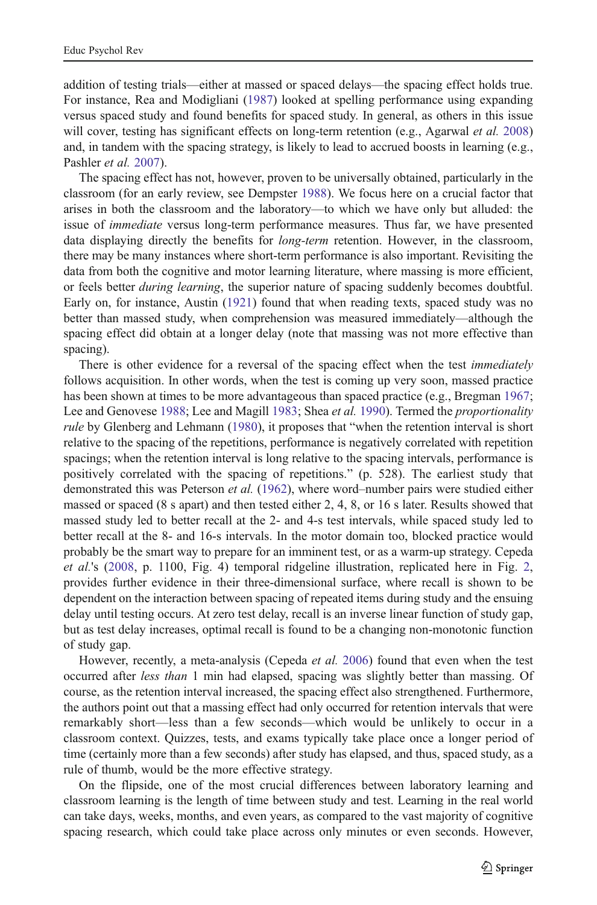addition of testing trials—either at massed or spaced delays—the spacing effect holds true. For instance, Rea and Modigliani (1987) looked at spelling performance using expanding versus spaced study and found benefits for spaced study. In general, as others in this issue will cover, testing has significant effects on long-term retention (e.g., Agarwal *et al.* 2008) and, in tandem with the spacing strategy, is likely to lead to accrued boosts in learning (e.g., Pashler *et al.* 2007).

The spacing effect has not, however, proven to be universally obtained, particularly in the classroom (for an early review, see Dempster 1988). We focus here on a crucial factor that arises in both the classroom and the laboratory—to which we have only but alluded: the issue of *immediate* versus long-term performance measures. Thus far, we have presented data displaying directly the benefits for *long-term* retention. However, in the classroom, there may be many instances where short-term performance is also important. Revisiting the data from both the cognitive and motor learning literature, where massing is more efficient, or feels better *during learning*, the superior nature of spacing suddenly becomes doubtful. Early on, for instance, Austin (1921) found that when reading texts, spaced study was no better than massed study, when comprehension was measured immediately—although the spacing effect did obtain at a longer delay (note that massing was not more effective than spacing).

There is other evidence for a reversal of the spacing effect when the test *immediately* follows acquisition. In other words, when the test is coming up very soon, massed practice has been shown at times to be more advantageous than spaced practice (e.g., Bregman 1967; Lee and Genovese 1988; Lee and Magill 1983; Shea *et al.* 1990). Termed the *proportionality rule* by Glenberg and Lehmann (1980), it proposes that "when the retention interval is short relative to the spacing of the repetitions, performance is negatively correlated with repetition spacings; when the retention interval is long relative to the spacing intervals, performance is positively correlated with the spacing of repetitions." (p. 528). The earliest study that demonstrated this was Peterson *et al.* (1962), where word–number pairs were studied either massed or spaced (8 s apart) and then tested either 2, 4, 8, or 16 s later. Results showed that massed study led to better recall at the 2- and 4-s test intervals, while spaced study led to better recall at the 8- and 16-s intervals. In the motor domain too, blocked practice would probably be the smart way to prepare for an imminent test, or as a warm-up strategy. Cepeda *et al.*'s (2008, p. 1100, Fig. 4) temporal ridgeline illustration, replicated here in Fig. 2, provides further evidence in their three-dimensional surface, where recall is shown to be dependent on the interaction between spacing of repeated items during study and the ensuing delay until testing occurs. At zero test delay, recall is an inverse linear function of study gap, but as test delay increases, optimal recall is found to be a changing non-monotonic function of study gap.

However, recently, a meta-analysis (Cepeda *et al.* 2006) found that even when the test occurred after *less than* 1 min had elapsed, spacing was slightly better than massing. Of course, as the retention interval increased, the spacing effect also strengthened. Furthermore, the authors point out that a massing effect had only occurred for retention intervals that were remarkably short—less than a few seconds—which would be unlikely to occur in a classroom context. Quizzes, tests, and exams typically take place once a longer period of time (certainly more than a few seconds) after study has elapsed, and thus, spaced study, as a rule of thumb, would be the more effective strategy.

On the flipside, one of the most crucial differences between laboratory learning and classroom learning is the length of time between study and test. Learning in the real world can take days, weeks, months, and even years, as compared to the vast majority of cognitive spacing research, which could take place across only minutes or even seconds. However,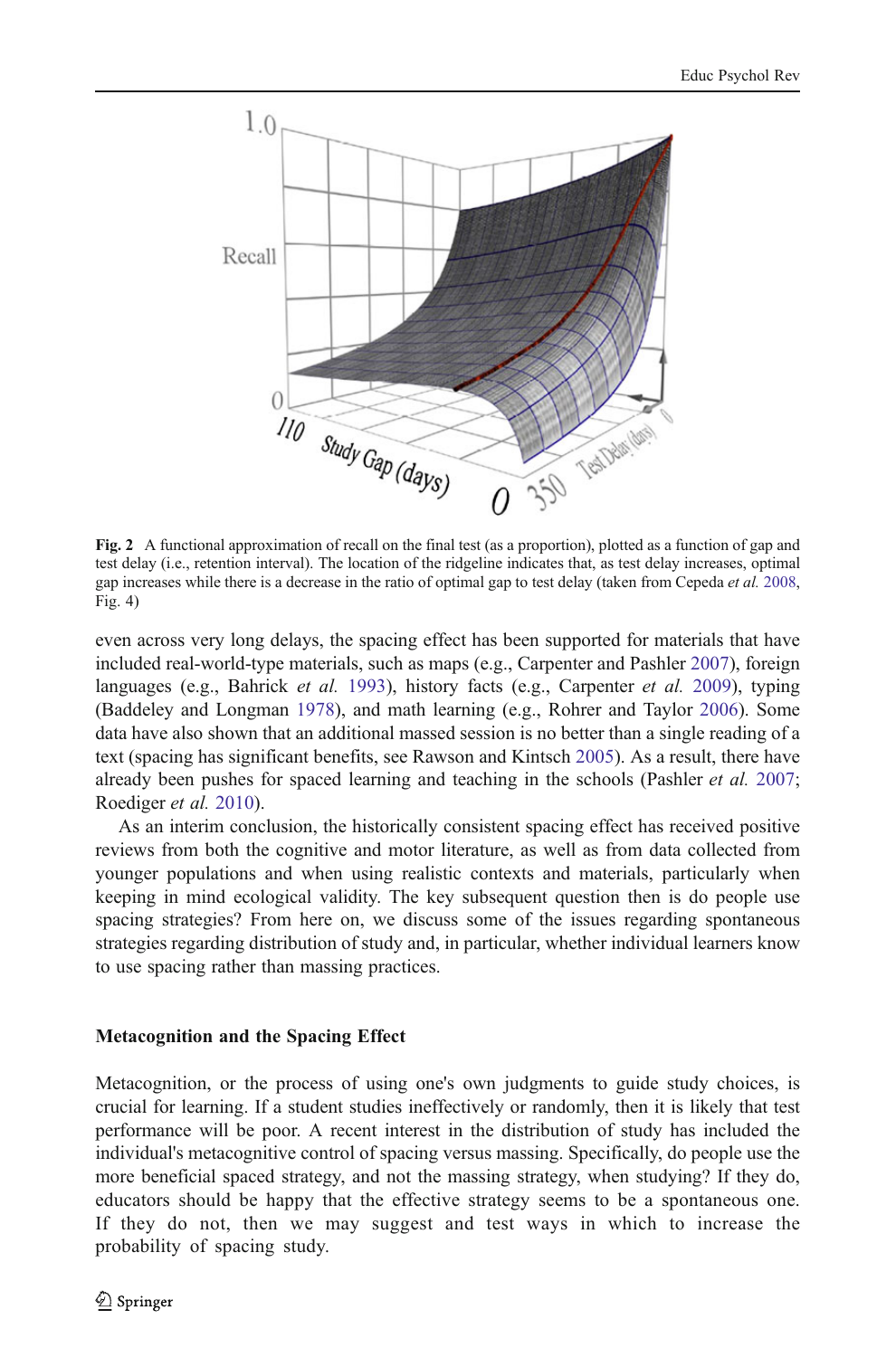Fig. 2 A functional approximation of recall on the final test (as a proportion), plotted as a function of gap and test delay (i.e., retention interval). The location of the ridgeline indicates that, as test delay increases, optimal gap increases while there is a decrease in the ratio of optimal gap to test delay (taken from Cepeda *et al.* 2008, Fig. 4)

even across very long delays, the spacing effect has been supported for materials that have included real-world-type materials, such as maps (e.g., Carpenter and Pashler 2007), foreign languages (e.g., Bahrick *et al.* 1993), history facts (e.g., Carpenter *et al.* 2009), typing (Baddeley and Longman 1978), and math learning (e.g., Rohrer and Taylor 2006). Some data have also shown that an additional massed session is no better than a single reading of a text (spacing has significant benefits, see Rawson and Kintsch 2005). As a result, there have already been pushes for spaced learning and teaching in the schools (Pashler *et al.* 2007; Roediger *et al.* 2010).

As an interim conclusion, the historically consistent spacing effect has received positive reviews from both the cognitive and motor literature, as well as from data collected from younger populations and when using realistic contexts and materials, particularly when keeping in mind ecological validity. The key subsequent question then is do people use spacing strategies? From here on, we discuss some of the issues regarding spontaneous strategies regarding distribution of study and, in particular, whether individual learners know to use spacing rather than massing practices.

### Metacognition and the Spacing Effect

Metacognition, or the process of using one's own judgments to guide study choices, is crucial for learning. If a student studies ineffectively or randomly, then it is likely that test performance will be poor. A recent interest in the distribution of study has included the individual's metacognitive control of spacing versus massing. Specifically, do people use the more beneficial spaced strategy, and not the massing strategy, when studying? If they do, educators should be happy that the effective strategy seems to be a spontaneous one. If they do not, then we may suggest and test ways in which to increase the probability of spacing study.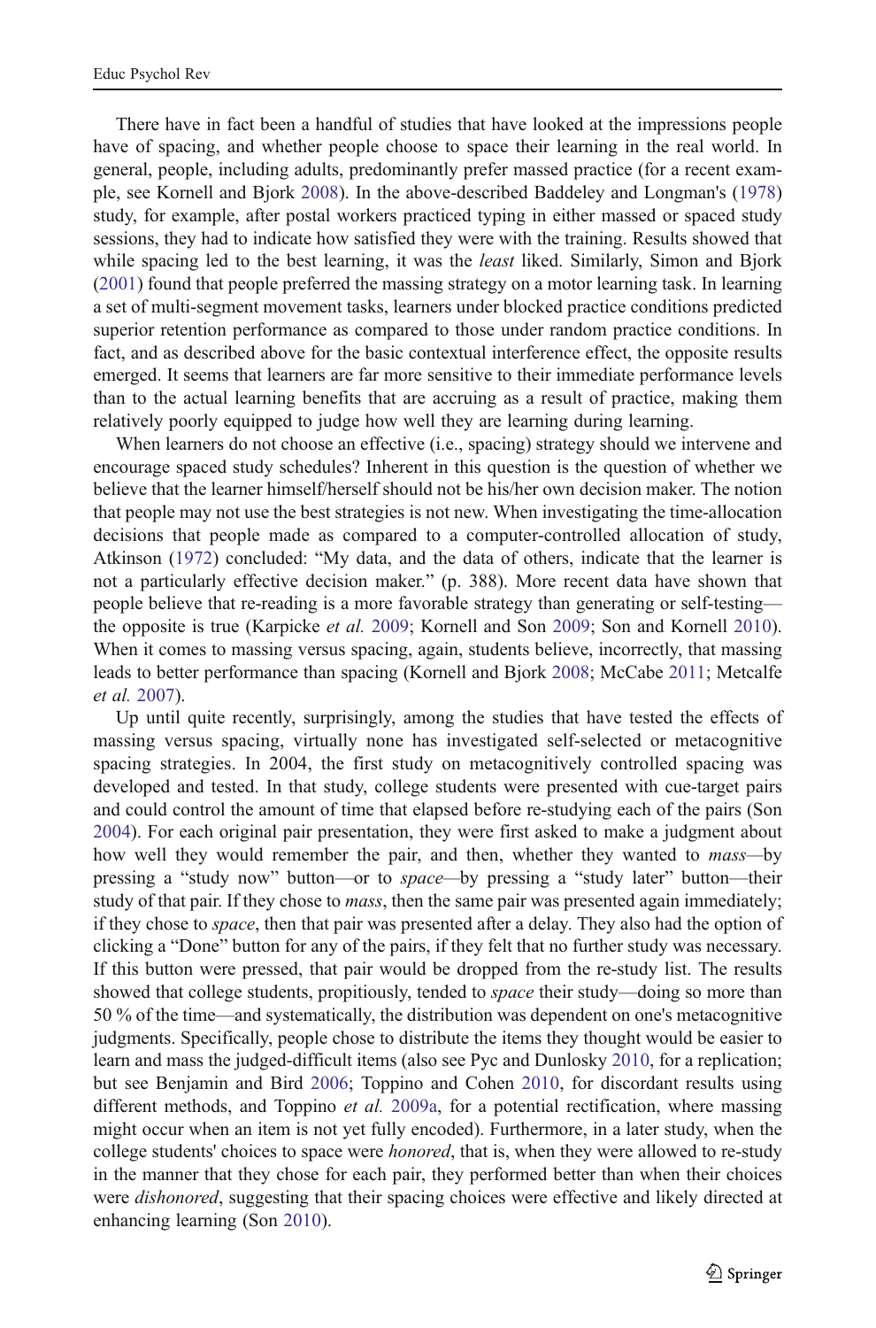There have in fact been a handful of studies that have looked at the impressions people have of spacing, and whether people choose to space their learning in the real world. In general, people, including adults, predominantly prefer massed practice (for a recent example, see Kornell and Bjork 2008). In the above-described Baddeley and Longman's (1978) study, for example, after postal workers practiced typing in either massed or spaced study sessions, they had to indicate how satisfied they were with the training. Results showed that while spacing led to the best learning, it was the *least* liked. Similarly, Simon and Bjork (2001) found that people preferred the massing strategy on a motor learning task. In learning a set of multi-segment movement tasks, learners under blocked practice conditions predicted superior retention performance as compared to those under random practice conditions. In fact, and as described above for the basic contextual interference effect, the opposite results emerged. It seems that learners are far more sensitive to their immediate performance levels than to the actual learning benefits that are accruing as a result of practice, making them relatively poorly equipped to judge how well they are learning during learning.

When learners do not choose an effective (i.e., spacing) strategy should we intervene and encourage spaced study schedules? Inherent in this question is the question of whether we believe that the learner himself/herself should not be his/her own decision maker. The notion that people may not use the best strategies is not new. When investigating the time-allocation decisions that people made as compared to a computer-controlled allocation of study, Atkinson (1972) concluded: "My data, and the data of others, indicate that the learner is not a particularly effective decision maker." (p. 388). More recent data have shown that people believe that re-reading is a more favorable strategy than generating or self-testing—the opposite is true (Karpicke *et al.* 2009; Kornell and Son 2009; Son and Kornell 2010). When it comes to massing versus spacing, again, students believe, incorrectly, that massing leads to better performance than spacing (Kornell and Bjork 2008; McCabe 2011; Metcalfe *et al.* 2007).

Up until quite recently, surprisingly, among the studies that have tested the effects of massing versus spacing, virtually none has investigated self-selected or metacognitive spacing strategies. In 2004, the first study on metacognitively controlled spacing was developed and tested. In that study, college students were presented with cue-target pairs and could control the amount of time that elapsed before re-studying each of the pairs (Son 2004). For each original pair presentation, they were first asked to make a judgment about how well they would remember the pair, and then, whether they wanted to *mass*—by pressing a "study now" button—or to *space*—by pressing a "study later" button—their study of that pair. If they chose to *mass*, then the same pair was presented again immediately; if they chose to *space*, then that pair was presented after a delay. They also had the option of clicking a "Done" button for any of the pairs, if they felt that no further study was necessary. If this button were pressed, that pair would be dropped from the re-study list. The results showed that college students, propitiously, tended to *space* their study—doing so more than 50 % of the time—and systematically, the distribution was dependent on one's metacognitive judgments. Specifically, people chose to distribute the items they thought would be easier to learn and mass the judged-difficult items (also see Pyc and Dunlosky 2010, for a replication; but see Benjamin and Bird 2006; Toppino and Cohen 2010, for discordant results using different methods, and Toppino *et al.* 2009a, for a potential rectification, where massing might occur when an item is not yet fully encoded). Furthermore, in a later study, when the college students' choices to space were *honored*, that is, when they were allowed to re-study in the manner that they chose for each pair, they performed better than when their choices were *dishonored*, suggesting that their spacing choices were effective and likely directed at enhancing learning (Son 2010).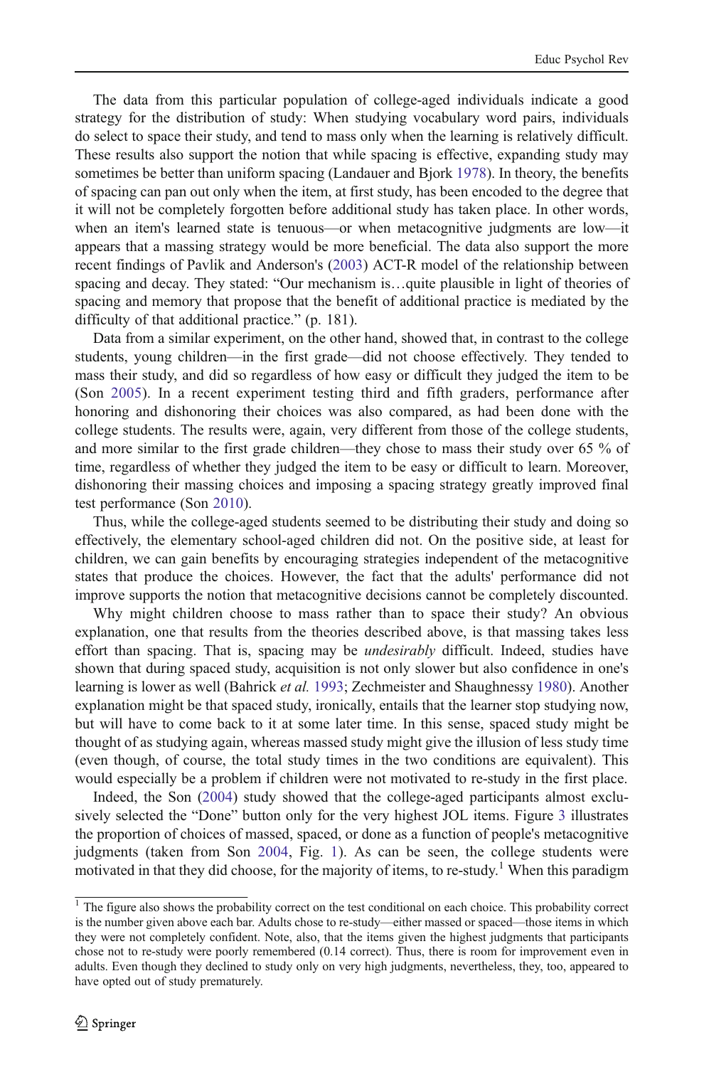The data from this particular population of college-aged individuals indicate a good strategy for the distribution of study: When studying vocabulary word pairs, individuals do select to space their study, and tend to mass only when the learning is relatively difficult. These results also support the notion that while spacing is effective, expanding study may sometimes be better than uniform spacing (Landauer and Bjork 1978). In theory, the benefits of spacing can pan out only when the item, at first study, has been encoded to the degree that it will not be completely forgotten before additional study has taken place. In other words, when an item's learned state is tenuous—or when metacognitive judgments are low—it appears that a massing strategy would be more beneficial. The data also support the more recent findings of Pavlik and Anderson's (2003) ACT-R model of the relationship between spacing and decay. They stated: "Our mechanism is…quite plausible in light of theories of spacing and memory that propose that the benefit of additional practice is mediated by the difficulty of that additional practice." (p. 181).

Data from a similar experiment, on the other hand, showed that, in contrast to the college students, young children—in the first grade—did not choose effectively. They tended to mass their study, and did so regardless of how easy or difficult they judged the item to be (Son 2005). In a recent experiment testing third and fifth graders, performance after honoring and dishonoring their choices was also compared, as had been done with the college students. The results were, again, very different from those of the college students, and more similar to the first grade children—they chose to mass their study over 65 % of time, regardless of whether they judged the item to be easy or difficult to learn. Moreover, dishonoring their massing choices and imposing a spacing strategy greatly improved final test performance (Son 2010).

Thus, while the college-aged students seemed to be distributing their study and doing so effectively, the elementary school-aged children did not. On the positive side, at least for children, we can gain benefits by encouraging strategies independent of the metacognitive states that produce the choices. However, the fact that the adults' performance did not improve supports the notion that metacognitive decisions cannot be completely discounted.

Why might children choose to mass rather than to space their study? An obvious explanation, one that results from the theories described above, is that massing takes less effort than spacing. That is, spacing may be *undesirably* difficult. Indeed, studies have shown that during spaced study, acquisition is not only slower but also confidence in one's learning is lower as well (Bahrick *et al.* 1993; Zechmeister and Shaughnessy 1980). Another explanation might be that spaced study, ironically, entails that the learner stop studying now, but will have to come back to it at some later time. In this sense, spaced study might be thought of as studying again, whereas massed study might give the illusion of less study time (even though, of course, the total study times in the two conditions are equivalent). This would especially be a problem if children were not motivated to re-study in the first place.

Indeed, the Son (2004) study showed that the college-aged participants almost exclusively selected the "Done" button only for the very highest JOL items. Figure 3 illustrates the proportion of choices of massed, spaced, or done as a function of people's metacognitive judgments (taken from Son 2004, Fig. 1). As can be seen, the college students were motivated in that they did choose, for the majority of items, to re-study.[1] When this paradigm

---

[1] The figure also shows the probability correct on the test conditional on each choice. This probability correct is the number given above each bar. Adults chose to re-study—either massed or spaced—those items in which they were not completely confident. Note, also, that the items given the highest judgments that participants chose not to re-study were poorly remembered (0.14 correct). Thus, there is room for improvement even in adults. Even though they declined to study only on very high judgments, nevertheless, they, too, appeared to have opted out of study prematurely.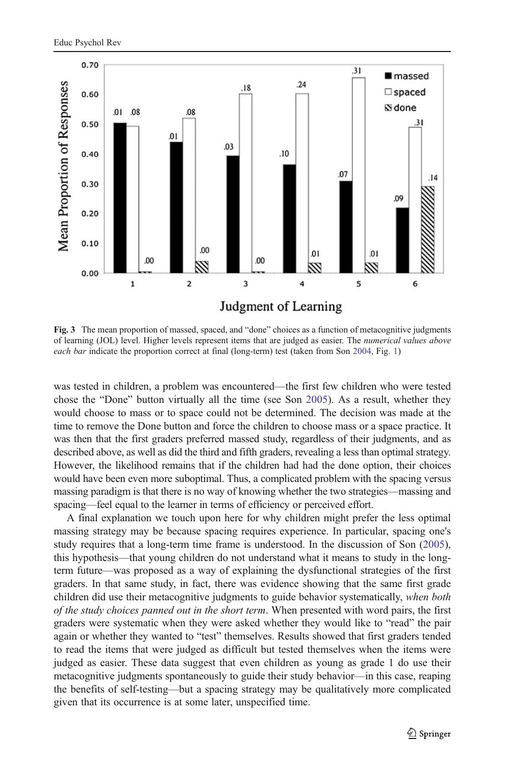0.70
0.60
0.50
0.40
0.30
0.20
0.10
0.00

Mean Proportion of Responses

■ massed
□ spaced
▧ done

.01 .08 .00
.01 .08 .00
.03 .18 .00
.10 .24 .01
.07 .31 .01
.09 .31 .14

1 2 3 4 5 6

Judgment of Learning

**Fig. 3** The mean proportion of massed, spaced, and "done" choices as a function of metacognitive judgments of learning (JOL) level. Higher levels represent items that are judged as easier. The *numerical values above each bar* indicate the proportion correct at final (long-term) test (taken from Son 2004, Fig. 1)

was tested in children, a problem was encountered—the first few children who were tested chose the "Done" button virtually all the time (see Son 2005). As a result, whether they would choose to mass or to space could not be determined. The decision was made at the time to remove the Done button and force the children to choose mass or a space practice. It was then that the first graders preferred massed study, regardless of their judgments, and as described above, as well as did the third and fifth graders, revealing a less than optimal strategy. However, the likelihood remains that if the children had had the done option, their choices would have been even more suboptimal. Thus, a complicated problem with the spacing versus massing paradigm is that there is no way of knowing whether the two strategies—massing and spacing—feel equal to the learner in terms of efficiency or perceived effort.

A final explanation we touch upon here for why children might prefer the less optimal massing strategy may be because spacing requires experience. In particular, spacing one's study requires that a long-term time frame is understood. In the discussion of Son (2005), this hypothesis—that young children do not understand what it means to study in the long-term future—was proposed as a way of explaining the dysfunctional strategies of the first graders. In that same study, in fact, there was evidence showing that the same first grade children did use their metacognitive judgments to guide behavior systematically, *when both of the study choices panned out in the short term*. When presented with word pairs, the first graders were systematic when they were asked whether they would like to "read" the pair again or whether they wanted to "test" themselves. Results showed that first graders tended to read the items that were judged as difficult but tested themselves when the items were judged as easier. These data suggest that even children as young as grade 1 do use their metacognitive judgments spontaneously to guide their study behavior—in this case, reaping the benefits of self-testing—but a spacing strategy may be qualitatively more complicated given that its occurrence is at some later, unspecified time.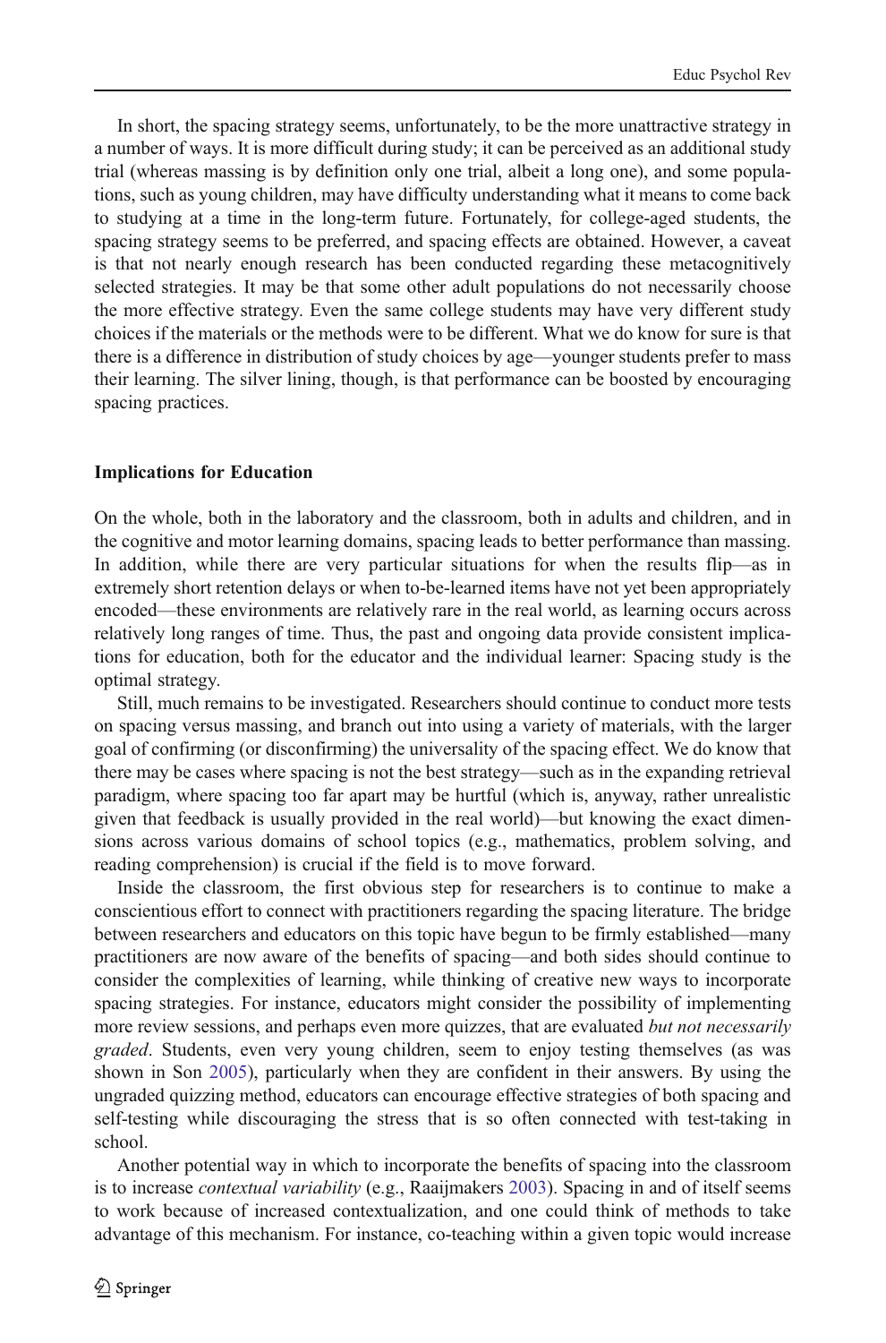In short, the spacing strategy seems, unfortunately, to be the more unattractive strategy in a number of ways. It is more difficult during study; it can be perceived as an additional study trial (whereas massing is by definition only one trial, albeit a long one), and some populations, such as young children, may have difficulty understanding what it means to come back to studying at a time in the long-term future. Fortunately, for college-aged students, the spacing strategy seems to be preferred, and spacing effects are obtained. However, a caveat is that not nearly enough research has been conducted regarding these metacognitively selected strategies. It may be that some other adult populations do not necessarily choose the more effective strategy. Even the same college students may have very different study choices if the materials or the methods were to be different. What we do know for sure is that there is a difference in distribution of study choices by age—younger students prefer to mass their learning. The silver lining, though, is that performance can be boosted by encouraging spacing practices.

## Implications for Education

On the whole, both in the laboratory and the classroom, both in adults and children, and in the cognitive and motor learning domains, spacing leads to better performance than massing. In addition, while there are very particular situations for when the results flip—as in extremely short retention delays or when to-be-learned items have not yet been appropriately encoded—these environments are relatively rare in the real world, as learning occurs across relatively long ranges of time. Thus, the past and ongoing data provide consistent implications for education, both for the educator and the individual learner: Spacing study is the optimal strategy.

Still, much remains to be investigated. Researchers should continue to conduct more tests on spacing versus massing, and branch out into using a variety of materials, with the larger goal of confirming (or disconfirming) the universality of the spacing effect. We do know that there may be cases where spacing is not the best strategy—such as in the expanding retrieval paradigm, where spacing too far apart may be hurtful (which is, anyway, rather unrealistic given that feedback is usually provided in the real world)—but knowing the exact dimensions across various domains of school topics (e.g., mathematics, problem solving, and reading comprehension) is crucial if the field is to move forward.

Inside the classroom, the first obvious step for researchers is to continue to make a conscientious effort to connect with practitioners regarding the spacing literature. The bridge between researchers and educators on this topic have begun to be firmly established—many practitioners are now aware of the benefits of spacing—and both sides should continue to consider the complexities of learning, while thinking of creative new ways to incorporate spacing strategies. For instance, educators might consider the possibility of implementing more review sessions, and perhaps even more quizzes, that are evaluated *but not necessarily graded*. Students, even very young children, seem to enjoy testing themselves (as was shown in Son 2005), particularly when they are confident in their answers. By using the ungraded quizzing method, educators can encourage effective strategies of both spacing and self-testing while discouraging the stress that is so often connected with test-taking in school.

Another potential way in which to incorporate the benefits of spacing into the classroom is to increase *contextual variability* (e.g., Raaijmakers 2003). Spacing in and of itself seems to work because of increased contextualization, and one could think of methods to take advantage of this mechanism. For instance, co-teaching within a given topic would increase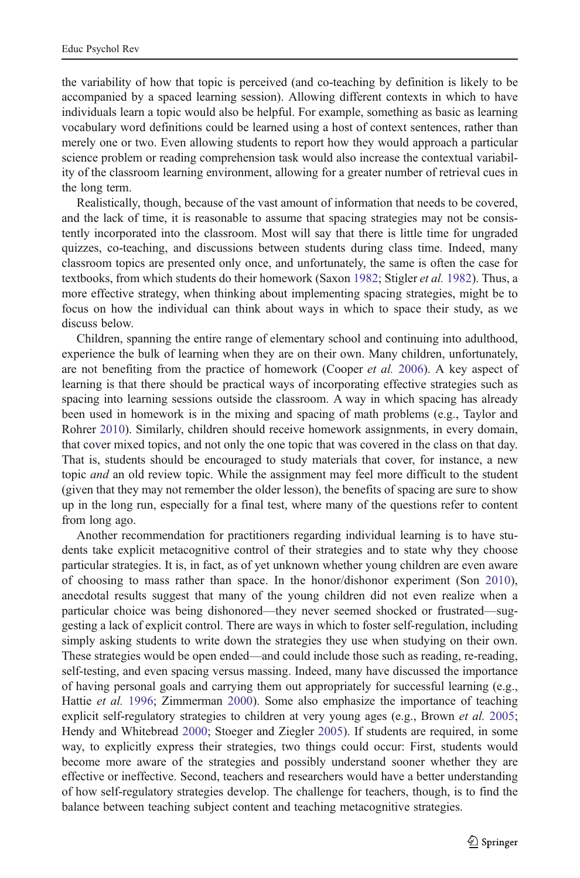the variability of how that topic is perceived (and co-teaching by definition is likely to be accompanied by a spaced learning session). Allowing different contexts in which to have individuals learn a topic would also be helpful. For example, something as basic as learning vocabulary word definitions could be learned using a host of context sentences, rather than merely one or two. Even allowing students to report how they would approach a particular science problem or reading comprehension task would also increase the contextual variability of the classroom learning environment, allowing for a greater number of retrieval cues in the long term.

Realistically, though, because of the vast amount of information that needs to be covered, and the lack of time, it is reasonable to assume that spacing strategies may not be consistently incorporated into the classroom. Most will say that there is little time for ungraded quizzes, co-teaching, and discussions between students during class time. Indeed, many classroom topics are presented only once, and unfortunately, the same is often the case for textbooks, from which students do their homework (Saxon 1982; Stigler *et al.* 1982). Thus, a more effective strategy, when thinking about implementing spacing strategies, might be to focus on how the individual can think about ways in which to space their study, as we discuss below.

Children, spanning the entire range of elementary school and continuing into adulthood, experience the bulk of learning when they are on their own. Many children, unfortunately, are not benefiting from the practice of homework (Cooper *et al.* 2006). A key aspect of learning is that there should be practical ways of incorporating effective strategies such as spacing into learning sessions outside the classroom. A way in which spacing has already been used in homework is in the mixing and spacing of math problems (e.g., Taylor and Rohrer 2010). Similarly, children should receive homework assignments, in every domain, that cover mixed topics, and not only the one topic that was covered in the class on that day. That is, students should be encouraged to study materials that cover, for instance, a new topic *and* an old review topic. While the assignment may feel more difficult to the student (given that they may not remember the older lesson), the benefits of spacing are sure to show up in the long run, especially for a final test, where many of the questions refer to content from long ago.

Another recommendation for practitioners regarding individual learning is to have students take explicit metacognitive control of their strategies and to state why they choose particular strategies. It is, in fact, as of yet unknown whether young children are even aware of choosing to mass rather than space. In the honor/dishonor experiment (Son 2010), anecdotal results suggest that many of the young children did not even realize when a particular choice was being dishonored—they never seemed shocked or frustrated—suggesting a lack of explicit control. There are ways in which to foster self-regulation, including simply asking students to write down the strategies they use when studying on their own. These strategies would be open ended—and could include those such as reading, re-reading, self-testing, and even spacing versus massing. Indeed, many have discussed the importance of having personal goals and carrying them out appropriately for successful learning (e.g., Hattie *et al.* 1996; Zimmerman 2000). Some also emphasize the importance of teaching explicit self-regulatory strategies to children at very young ages (e.g., Brown *et al.* 2005; Hendy and Whitebread 2000; Stoeger and Ziegler 2005). If students are required, in some way, to explicitly express their strategies, two things could occur: First, students would become more aware of the strategies and possibly understand sooner whether they are effective or ineffective. Second, teachers and researchers would have a better understanding of how self-regulatory strategies develop. The challenge for teachers, though, is to find the balance between teaching subject content and teaching metacognitive strategies.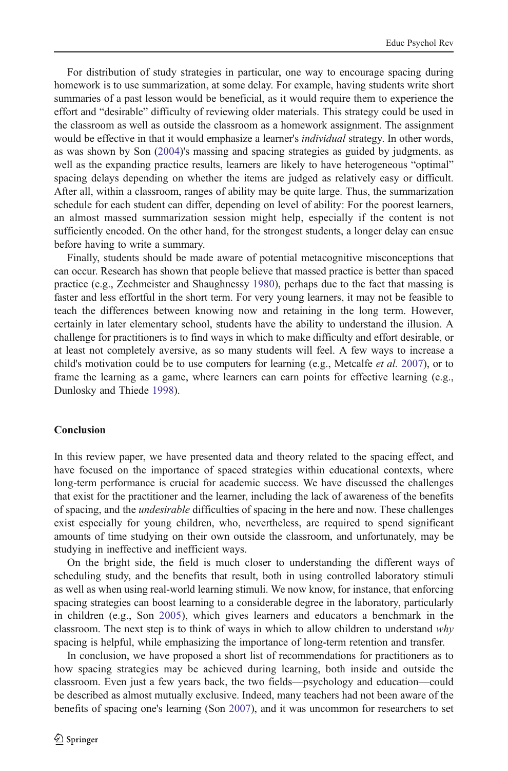For distribution of study strategies in particular, one way to encourage spacing during homework is to use summarization, at some delay. For example, having students write short summaries of a past lesson would be beneficial, as it would require them to experience the effort and "desirable" difficulty of reviewing older materials. This strategy could be used in the classroom as well as outside the classroom as a homework assignment. The assignment would be effective in that it would emphasize a learner's *individual* strategy. In other words, as was shown by Son (2004)'s massing and spacing strategies as guided by judgments, as well as the expanding practice results, learners are likely to have heterogeneous "optimal" spacing delays depending on whether the items are judged as relatively easy or difficult. After all, within a classroom, ranges of ability may be quite large. Thus, the summarization schedule for each student can differ, depending on level of ability: For the poorest learners, an almost massed summarization session might help, especially if the content is not sufficiently encoded. On the other hand, for the strongest students, a longer delay can ensue before having to write a summary.

Finally, students should be made aware of potential metacognitive misconceptions that can occur. Research has shown that people believe that massed practice is better than spaced practice (e.g., Zechmeister and Shaughnessy 1980), perhaps due to the fact that massing is faster and less effortful in the short term. For very young learners, it may not be feasible to teach the differences between knowing now and retaining in the long term. However, certainly in later elementary school, students have the ability to understand the illusion. A challenge for practitioners is to find ways in which to make difficulty and effort desirable, or at least not completely aversive, as so many students will feel. A few ways to increase a child's motivation could be to use computers for learning (e.g., Metcalfe *et al.* 2007), or to frame the learning as a game, where learners can earn points for effective learning (e.g., Dunlosky and Thiede 1998).

## Conclusion

In this review paper, we have presented data and theory related to the spacing effect, and have focused on the importance of spaced strategies within educational contexts, where long-term performance is crucial for academic success. We have discussed the challenges that exist for the practitioner and the learner, including the lack of awareness of the benefits of spacing, and the *undesirable* difficulties of spacing in the here and now. These challenges exist especially for young children, who, nevertheless, are required to spend significant amounts of time studying on their own outside the classroom, and unfortunately, may be studying in ineffective and inefficient ways.

On the bright side, the field is much closer to understanding the different ways of scheduling study, and the benefits that result, both in using controlled laboratory stimuli as well as when using real-world learning stimuli. We now know, for instance, that enforcing spacing strategies can boost learning to a considerable degree in the laboratory, particularly in children (e.g., Son 2005), which gives learners and educators a benchmark in the classroom. The next step is to think of ways in which to allow children to understand *why* spacing is helpful, while emphasizing the importance of long-term retention and transfer.

In conclusion, we have proposed a short list of recommendations for practitioners as to how spacing strategies may be achieved during learning, both inside and outside the classroom. Even just a few years back, the two fields—psychology and education—could be described as almost mutually exclusive. Indeed, many teachers had not been aware of the benefits of spacing one's learning (Son 2007), and it was uncommon for researchers to set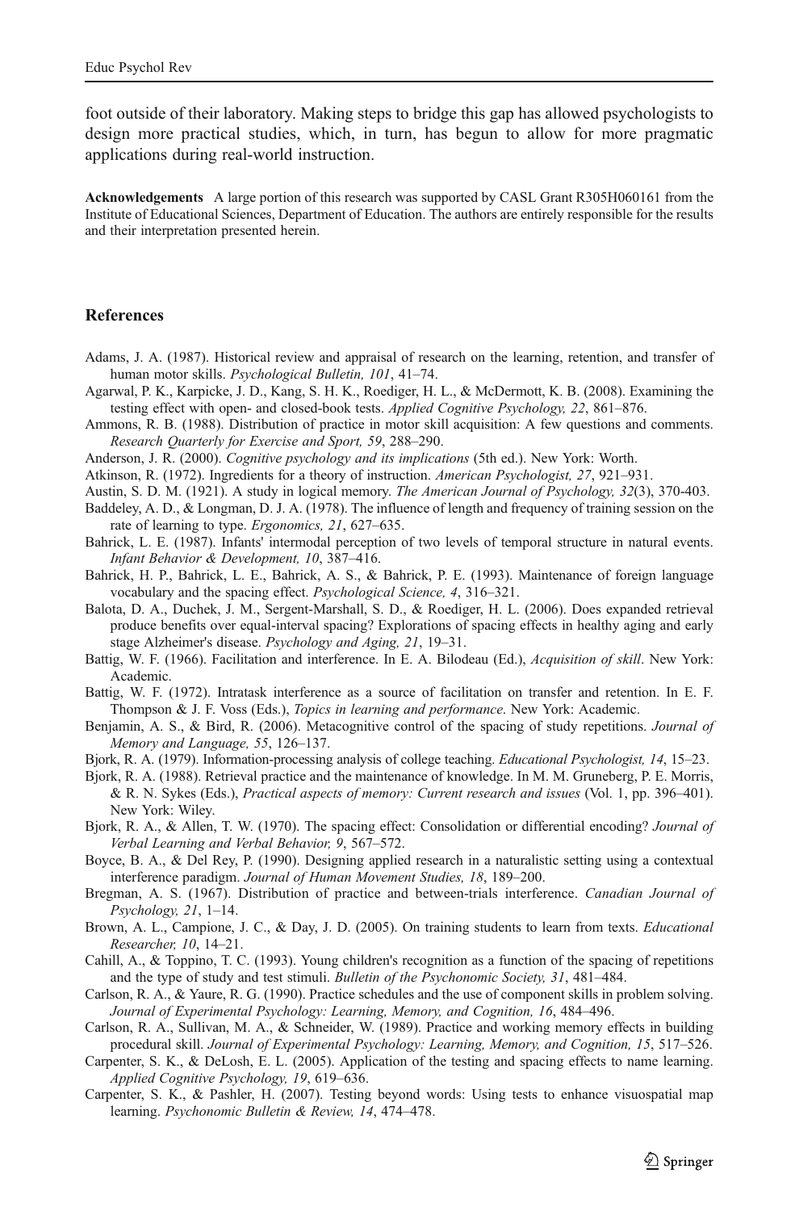foot outside of their laboratory. Making steps to bridge this gap has allowed psychologists to design more practical studies, which, in turn, has begun to allow for more pragmatic applications during real-world instruction.

**Acknowledgements** A large portion of this research was supported by CASL Grant R305H060161 from the Institute of Educational Sciences, Department of Education. The authors are entirely responsible for the results and their interpretation presented herein.

## References

Adams, J. A. (1987). Historical review and appraisal of research on the learning, retention, and transfer of human motor skills. *Psychological Bulletin, 101*, 41–74.

Agarwal, P. K., Karpicke, J. D., Kang, S. H. K., Roediger, H. L., & McDermott, K. B. (2008). Examining the testing effect with open- and closed-book tests. *Applied Cognitive Psychology, 22*, 861–876.

Ammons, R. B. (1988). Distribution of practice in motor skill acquisition: A few questions and comments. *Research Quarterly for Exercise and Sport, 59*, 288–290.

Anderson, J. R. (2000). *Cognitive psychology and its implications* (5th ed.). New York: Worth.

Atkinson, R. (1972). Ingredients for a theory of instruction. *American Psychologist, 27*, 921–931.

Austin, S. D. M. (1921). A study in logical memory. *The American Journal of Psychology, 32*(3), 370-403.

Baddeley, A. D., & Longman, D. J. A. (1978). The influence of length and frequency of training session on the rate of learning to type. *Ergonomics, 21*, 627–635.

Bahrick, L. E. (1987). Infants' intermodal perception of two levels of temporal structure in natural events. *Infant Behavior & Development, 10*, 387–416.

Bahrick, H. P., Bahrick, L. E., Bahrick, A. S., & Bahrick, P. E. (1993). Maintenance of foreign language vocabulary and the spacing effect. *Psychological Science, 4*, 316–321.

Balota, D. A., Duchek, J. M., Sergent-Marshall, S. D., & Roediger, H. L. (2006). Does expanded retrieval produce benefits over equal-interval spacing? Explorations of spacing effects in healthy aging and early stage Alzheimer's disease. *Psychology and Aging, 21*, 19–31.

Battig, W. F. (1966). Facilitation and interference. In E. A. Bilodeau (Ed.), *Acquisition of skill*. New York: Academic.

Battig, W. F. (1972). Intratask interference as a source of facilitation on transfer and retention. In E. F. Thompson & J. F. Voss (Eds.), *Topics in learning and performance*. New York: Academic.

Benjamin, A. S., & Bird, R. (2006). Metacognitive control of the spacing of study repetitions. *Journal of Memory and Language, 55*, 126–137.

Bjork, R. A. (1979). Information-processing analysis of college teaching. *Educational Psychologist, 14*, 15–23.

Bjork, R. A. (1988). Retrieval practice and the maintenance of knowledge. In M. M. Gruneberg, P. E. Morris, & R. N. Sykes (Eds.), *Practical aspects of memory: Current research and issues* (Vol. 1, pp. 396–401). New York: Wiley.

Bjork, R. A., & Allen, T. W. (1970). The spacing effect: Consolidation or differential encoding? *Journal of Verbal Learning and Verbal Behavior, 9*, 567–572.

Boyce, B. A., & Del Rey, P. (1990). Designing applied research in a naturalistic setting using a contextual interference paradigm. *Journal of Human Movement Studies, 18*, 189–200.

Bregman, A. S. (1967). Distribution of practice and between-trials interference. *Canadian Journal of Psychology, 21*, 1–14.

Brown, A. L., Campione, J. C., & Day, J. D. (2005). On training students to learn from texts. *Educational Researcher, 10*, 14–21.

Cahill, A., & Toppino, T. C. (1993). Young children's recognition as a function of the spacing of repetitions and the type of study and test stimuli. *Bulletin of the Psychonomic Society, 31*, 481–484.

Carlson, R. A., & Yaure, R. G. (1990). Practice schedules and the use of component skills in problem solving. *Journal of Experimental Psychology: Learning, Memory, and Cognition, 16*, 484–496.

Carlson, R. A., Sullivan, M. A., & Schneider, W. (1989). Practice and working memory effects in building procedural skill. *Journal of Experimental Psychology: Learning, Memory, and Cognition, 15*, 517–526.

Carpenter, S. K., & DeLosh, E. L. (2005). Application of the testing and spacing effects to name learning. *Applied Cognitive Psychology, 19*, 619–636.

Carpenter, S. K., & Pashler, H. (2007). Testing beyond words: Using tests to enhance visuospatial map learning. *Psychonomic Bulletin & Review, 14*, 474–478.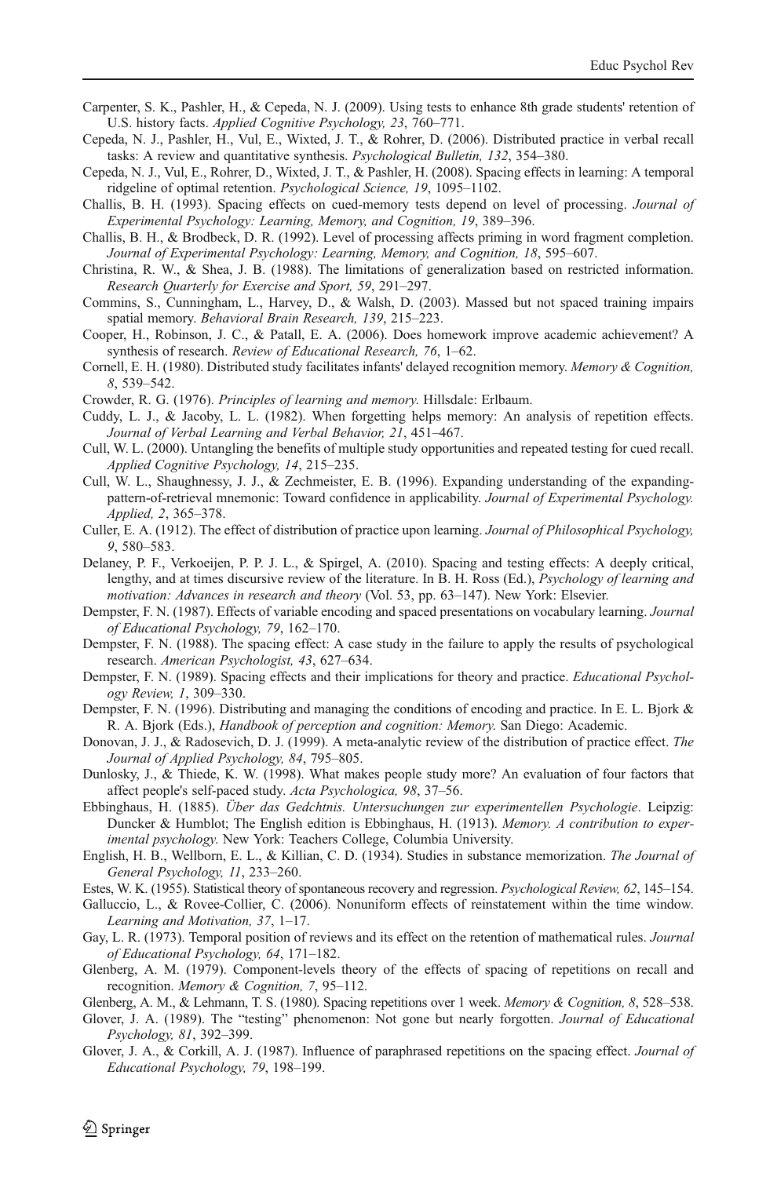Carpenter, S. K., Pashler, H., & Cepeda, N. J. (2009). Using tests to enhance 8th grade students' retention of U.S. history facts. *Applied Cognitive Psychology, 23*, 760–771.

Cepeda, N. J., Pashler, H., Vul, E., Wixted, J. T., & Rohrer, D. (2006). Distributed practice in verbal recall tasks: A review and quantitative synthesis. *Psychological Bulletin, 132*, 354–380.

Cepeda, N. J., Vul, E., Rohrer, D., Wixted, J. T., & Pashler, H. (2008). Spacing effects in learning: A temporal ridgeline of optimal retention. *Psychological Science, 19*, 1095–1102.

Challis, B. H. (1993). Spacing effects on cued-memory tests depend on level of processing. *Journal of Experimental Psychology: Learning, Memory, and Cognition, 19*, 389–396.

Challis, B. H., & Brodbeck, D. R. (1992). Level of processing affects priming in word fragment completion. *Journal of Experimental Psychology: Learning, Memory, and Cognition, 18*, 595–607.

Christina, R. W., & Shea, J. B. (1988). The limitations of generalization based on restricted information. *Research Quarterly for Exercise and Sport, 59*, 291–297.

Commins, S., Cunningham, L., Harvey, D., & Walsh, D. (2003). Massed but not spaced training impairs spatial memory. *Behavioral Brain Research, 139*, 215–223.

Cooper, H., Robinson, J. C., & Patall, E. A. (2006). Does homework improve academic achievement? A synthesis of research. *Review of Educational Research, 76*, 1–62.

Cornell, E. H. (1980). Distributed study facilitates infants' delayed recognition memory. *Memory & Cognition, 8*, 539–542.

Crowder, R. G. (1976). *Principles of learning and memory*. Hillsdale: Erlbaum.

Cuddy, L. J., & Jacoby, L. L. (1982). When forgetting helps memory: An analysis of repetition effects. *Journal of Verbal Learning and Verbal Behavior, 21*, 451–467.

Cull, W. L. (2000). Untangling the benefits of multiple study opportunities and repeated testing for cued recall. *Applied Cognitive Psychology, 14*, 215–235.

Cull, W. L., Shaughnessy, J. J., & Zechmeister, E. B. (1996). Expanding understanding of the expanding-pattern-of-retrieval mnemonic: Toward confidence in applicability. *Journal of Experimental Psychology. Applied, 2*, 365–378.

Culler, E. A. (1912). The effect of distribution of practice upon learning. *Journal of Philosophical Psychology, 9*, 580–583.

Delaney, P. F., Verkoeijen, P. P. J. L., & Spirgel, A. (2010). Spacing and testing effects: A deeply critical, lengthy, and at times discursive review of the literature. In B. H. Ross (Ed.), *Psychology of learning and motivation: Advances in research and theory* (Vol. 53, pp. 63–147). New York: Elsevier.

Dempster, F. N. (1987). Effects of variable encoding and spaced presentations on vocabulary learning. *Journal of Educational Psychology, 79*, 162–170.

Dempster, F. N. (1988). The spacing effect: A case study in the failure to apply the results of psychological research. *American Psychologist, 43*, 627–634.

Dempster, F. N. (1989). Spacing effects and their implications for theory and practice. *Educational Psychology Review, 1*, 309–330.

Dempster, F. N. (1996). Distributing and managing the conditions of encoding and practice. In E. L. Bjork & R. A. Bjork (Eds.), *Handbook of perception and cognition: Memory.* San Diego: Academic.

Donovan, J. J., & Radosevich, D. J. (1999). A meta-analytic review of the distribution of practice effect. *The Journal of Applied Psychology, 84*, 795–805.

Dunlosky, J., & Thiede, K. W. (1998). What makes people study more? An evaluation of four factors that affect people's self-paced study. *Acta Psychologica, 98*, 37–56.

Ebbinghaus, H. (1885). *Über das Gedchtnis. Untersuchungen zur experimentellen Psychologie*. Leipzig: Duncker & Humblot; The English edition is Ebbinghaus, H. (1913). *Memory. A contribution to experimental psychology.* New York: Teachers College, Columbia University.

English, H. B., Wellborn, E. L., & Killian, C. D. (1934). Studies in substance memorization. *The Journal of General Psychology, 11*, 233–260.

Estes, W. K. (1955). Statistical theory of spontaneous recovery and regression. *Psychological Review, 62*, 145–154.

Galluccio, L., & Rovee-Collier, C. (2006). Nonuniform effects of reinstatement within the time window. *Learning and Motivation, 37*, 1–17.

Gay, L. R. (1973). Temporal position of reviews and its effect on the retention of mathematical rules. *Journal of Educational Psychology, 64*, 171–182.

Glenberg, A. M. (1979). Component-levels theory of the effects of spacing of repetitions on recall and recognition. *Memory & Cognition, 7*, 95–112.

Glenberg, A. M., & Lehmann, T. S. (1980). Spacing repetitions over 1 week. *Memory & Cognition, 8*, 528–538.

Glover, J. A. (1989). The "testing" phenomenon: Not gone but nearly forgotten. *Journal of Educational Psychology, 81*, 392–399.

Glover, J. A., & Corkill, A. J. (1987). Influence of paraphrased repetitions on the spacing effect. *Journal of Educational Psychology, 79*, 198–199.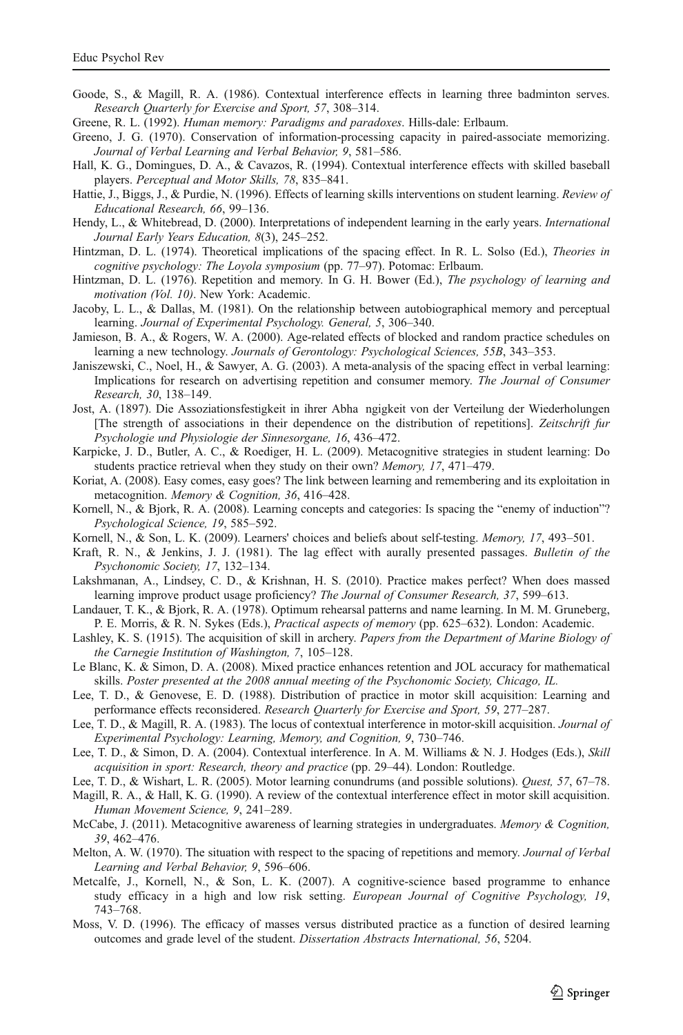Goode, S., & Magill, R. A. (1986). Contextual interference effects in learning three badminton serves. *Research Quarterly for Exercise and Sport, 57*, 308–314.

Greene, R. L. (1992). *Human memory: Paradigms and paradoxes*. Hills-dale: Erlbaum.

Greeno, J. G. (1970). Conservation of information-processing capacity in paired-associate memorizing. *Journal of Verbal Learning and Verbal Behavior, 9*, 581–586.

Hall, K. G., Domingues, D. A., & Cavazos, R. (1994). Contextual interference effects with skilled baseball players. *Perceptual and Motor Skills, 78*, 835–841.

Hattie, J., Biggs, J., & Purdie, N. (1996). Effects of learning skills interventions on student learning. *Review of Educational Research, 66*, 99–136.

Hendy, L., & Whitebread, D. (2000). Interpretations of independent learning in the early years. *International Journal Early Years Education, 8*(3), 245–252.

Hintzman, D. L. (1974). Theoretical implications of the spacing effect. In R. L. Solso (Ed.), *Theories in cognitive psychology: The Loyola symposium* (pp. 77–97). Potomac: Erlbaum.

Hintzman, D. L. (1976). Repetition and memory. In G. H. Bower (Ed.), *The psychology of learning and motivation (Vol. 10)*. New York: Academic.

Jacoby, L. L., & Dallas, M. (1981). On the relationship between autobiographical memory and perceptual learning. *Journal of Experimental Psychology. General, 5*, 306–340.

Jamieson, B. A., & Rogers, W. A. (2000). Age-related effects of blocked and random practice schedules on learning a new technology. *Journals of Gerontology: Psychological Sciences, 55B*, 343–353.

Janiszewski, C., Noel, H., & Sawyer, A. G. (2003). A meta-analysis of the spacing effect in verbal learning: Implications for research on advertising repetition and consumer memory. *The Journal of Consumer Research, 30*, 138–149.

Jost, A. (1897). Die Assoziationsfestigkeit in ihrer Abha ngigkeit von der Verteilung der Wiederholungen [The strength of associations in their dependence on the distribution of repetitions]. *Zeitschrift fur Psychologie und Physiologie der Sinnesorgane, 16*, 436–472.

Karpicke, J. D., Butler, A. C., & Roediger, H. L. (2009). Metacognitive strategies in student learning: Do students practice retrieval when they study on their own? *Memory, 17*, 471–479.

Koriat, A. (2008). Easy comes, easy goes? The link between learning and remembering and its exploitation in metacognition. *Memory & Cognition, 36*, 416–428.

Kornell, N., & Bjork, R. A. (2008). Learning concepts and categories: Is spacing the "enemy of induction"? *Psychological Science, 19*, 585–592.

Kornell, N., & Son, L. K. (2009). Learners' choices and beliefs about self-testing. *Memory, 17*, 493–501.

Kraft, R. N., & Jenkins, J. J. (1981). The lag effect with aurally presented passages. *Bulletin of the Psychonomic Society, 17*, 132–134.

Lakshmanan, A., Lindsey, C. D., & Krishnan, H. S. (2010). Practice makes perfect? When does massed learning improve product usage proficiency? *The Journal of Consumer Research, 37*, 599–613.

Landauer, T. K., & Bjork, R. A. (1978). Optimum rehearsal patterns and name learning. In M. M. Gruneberg, P. E. Morris, & R. N. Sykes (Eds.), *Practical aspects of memory* (pp. 625–632). London: Academic.

Lashley, K. S. (1915). The acquisition of skill in archery. *Papers from the Department of Marine Biology of the Carnegie Institution of Washington, 7*, 105–128.

Le Blanc, K. & Simon, D. A. (2008). Mixed practice enhances retention and JOL accuracy for mathematical skills. *Poster presented at the 2008 annual meeting of the Psychonomic Society, Chicago, IL.*

Lee, T. D., & Genovese, E. D. (1988). Distribution of practice in motor skill acquisition: Learning and performance effects reconsidered. *Research Quarterly for Exercise and Sport, 59*, 277–287.

Lee, T. D., & Magill, R. A. (1983). The locus of contextual interference in motor-skill acquisition. *Journal of Experimental Psychology: Learning, Memory, and Cognition, 9*, 730–746.

Lee, T. D., & Simon, D. A. (2004). Contextual interference. In A. M. Williams & N. J. Hodges (Eds.), *Skill acquisition in sport: Research, theory and practice* (pp. 29–44). London: Routledge.

Lee, T. D., & Wishart, L. R. (2005). Motor learning conundrums (and possible solutions). *Quest, 57*, 67–78.

Magill, R. A., & Hall, K. G. (1990). A review of the contextual interference effect in motor skill acquisition. *Human Movement Science, 9*, 241–289.

McCabe, J. (2011). Metacognitive awareness of learning strategies in undergraduates. *Memory & Cognition, 39*, 462–476.

Melton, A. W. (1970). The situation with respect to the spacing of repetitions and memory. *Journal of Verbal Learning and Verbal Behavior, 9*, 596–606.

Metcalfe, J., Kornell, N., & Son, L. K. (2007). A cognitive-science based programme to enhance study efficacy in a high and low risk setting. *European Journal of Cognitive Psychology, 19*, 743–768.

Moss, V. D. (1996). The efficacy of masses versus distributed practice as a function of desired learning outcomes and grade level of the student. *Dissertation Abstracts International, 56*, 5204.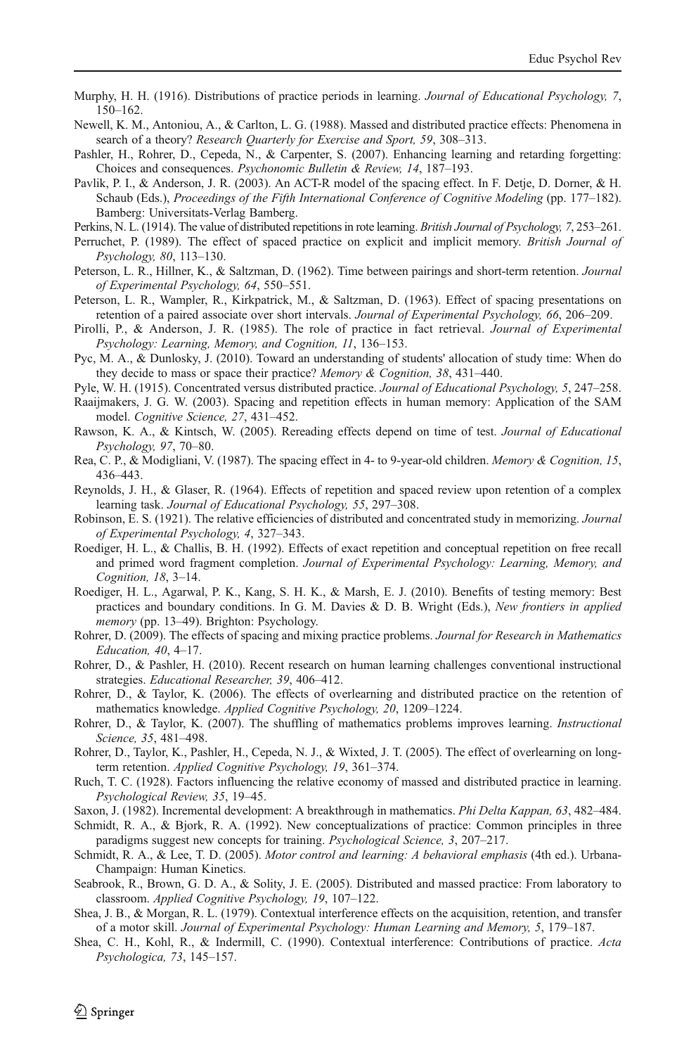Murphy, H. H. (1916). Distributions of practice periods in learning. *Journal of Educational Psychology, 7*, 150–162.

Newell, K. M., Antoniou, A., & Carlton, L. G. (1988). Massed and distributed practice effects: Phenomena in search of a theory? *Research Quarterly for Exercise and Sport, 59*, 308–313.

Pashler, H., Rohrer, D., Cepeda, N., & Carpenter, S. (2007). Enhancing learning and retarding forgetting: Choices and consequences. *Psychonomic Bulletin & Review, 14*, 187–193.

Pavlik, P. I., & Anderson, J. R. (2003). An ACT-R model of the spacing effect. In F. Detje, D. Dorner, & H. Schaub (Eds.), *Proceedings of the Fifth International Conference of Cognitive Modeling* (pp. 177–182). Bamberg: Universitats-Verlag Bamberg.

Perkins, N. L. (1914). The value of distributed repetitions in rote learning. *British Journal of Psychology, 7*, 253–261.

Perruchet, P. (1989). The effect of spaced practice on explicit and implicit memory. *British Journal of Psychology, 80*, 113–130.

Peterson, L. R., Hillner, K., & Saltzman, D. (1962). Time between pairings and short-term retention. *Journal of Experimental Psychology, 64*, 550–551.

Peterson, L. R., Wampler, R., Kirkpatrick, M., & Saltzman, D. (1963). Effect of spacing presentations on retention of a paired associate over short intervals. *Journal of Experimental Psychology, 66*, 206–209.

Pirolli, P., & Anderson, J. R. (1985). The role of practice in fact retrieval. *Journal of Experimental Psychology: Learning, Memory, and Cognition, 11*, 136–153.

Pyc, M. A., & Dunlosky, J. (2010). Toward an understanding of students' allocation of study time: When do they decide to mass or space their practice? *Memory & Cognition, 38*, 431–440.

Pyle, W. H. (1915). Concentrated versus distributed practice. *Journal of Educational Psychology, 5*, 247–258.

Raaijmakers, J. G. W. (2003). Spacing and repetition effects in human memory: Application of the SAM model. *Cognitive Science, 27*, 431–452.

Rawson, K. A., & Kintsch, W. (2005). Rereading effects depend on time of test. *Journal of Educational Psychology, 97*, 70–80.

Rea, C. P., & Modigliani, V. (1987). The spacing effect in 4- to 9-year-old children. *Memory & Cognition, 15*, 436–443.

Reynolds, J. H., & Glaser, R. (1964). Effects of repetition and spaced review upon retention of a complex learning task. *Journal of Educational Psychology, 55*, 297–308.

Robinson, E. S. (1921). The relative efficiencies of distributed and concentrated study in memorizing. *Journal of Experimental Psychology, 4*, 327–343.

Roediger, H. L., & Challis, B. H. (1992). Effects of exact repetition and conceptual repetition on free recall and primed word fragment completion. *Journal of Experimental Psychology: Learning, Memory, and Cognition, 18*, 3–14.

Roediger, H. L., Agarwal, P. K., Kang, S. H. K., & Marsh, E. J. (2010). Benefits of testing memory: Best practices and boundary conditions. In G. M. Davies & D. B. Wright (Eds.), *New frontiers in applied memory* (pp. 13–49). Brighton: Psychology.

Rohrer, D. (2009). The effects of spacing and mixing practice problems. *Journal for Research in Mathematics Education, 40*, 4–17.

Rohrer, D., & Pashler, H. (2010). Recent research on human learning challenges conventional instructional strategies. *Educational Researcher, 39*, 406–412.

Rohrer, D., & Taylor, K. (2006). The effects of overlearning and distributed practice on the retention of mathematics knowledge. *Applied Cognitive Psychology, 20*, 1209–1224.

Rohrer, D., & Taylor, K. (2007). The shuffling of mathematics problems improves learning. *Instructional Science, 35*, 481–498.

Rohrer, D., Taylor, K., Pashler, H., Cepeda, N. J., & Wixted, J. T. (2005). The effect of overlearning on long-term retention. *Applied Cognitive Psychology, 19*, 361–374.

Ruch, T. C. (1928). Factors influencing the relative economy of massed and distributed practice in learning. *Psychological Review, 35*, 19–45.

Saxon, J. (1982). Incremental development: A breakthrough in mathematics. *Phi Delta Kappan, 63*, 482–484.

Schmidt, R. A., & Bjork, R. A. (1992). New conceptualizations of practice: Common principles in three paradigms suggest new concepts for training. *Psychological Science, 3*, 207–217.

Schmidt, R. A., & Lee, T. D. (2005). *Motor control and learning: A behavioral emphasis* (4th ed.). Urbana-Champaign: Human Kinetics.

Seabrook, R., Brown, G. D. A., & Solity, J. E. (2005). Distributed and massed practice: From laboratory to classroom. *Applied Cognitive Psychology, 19*, 107–122.

Shea, J. B., & Morgan, R. L. (1979). Contextual interference effects on the acquisition, retention, and transfer of a motor skill. *Journal of Experimental Psychology: Human Learning and Memory, 5*, 179–187.

Shea, C. H., Kohl, R., & Indermill, C. (1990). Contextual interference: Contributions of practice. *Acta Psychologica, 73*, 145–157.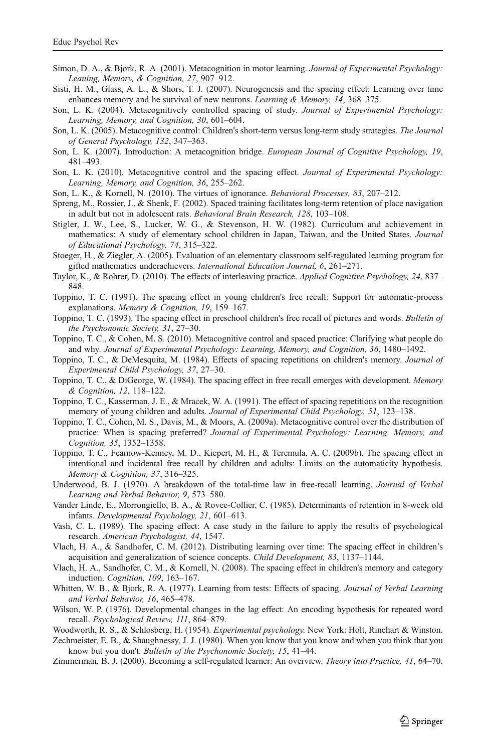Simon, D. A., & Bjork, R. A. (2001). Metacognition in motor learning. *Journal of Experimental Psychology: Leaning, Memory, & Cognition, 27*, 907–912.

Sisti, H. M., Glass, A. L., & Shors, T. J. (2007). Neurogenesis and the spacing effect: Learning over time enhances memory and he survival of new neurons. *Learning & Memory, 14*, 368–375.

Son, L. K. (2004). Metacognitively controlled spacing of study. *Journal of Experimental Psychology: Learning, Memory, and Cognition, 30*, 601–604.

Son, L. K. (2005). Metacognitive control: Children's short-term versus long-term study strategies. *The Journal of General Psychology, 132*, 347–363.

Son, L. K. (2007). Introduction: A metacognition bridge. *European Journal of Cognitive Psychology, 19*, 481–493.

Son, L. K. (2010). Metacognitive control and the spacing effect. *Journal of Experimental Psychology: Learning, Memory, and Cognition, 36*, 255–262.

Son, L. K., & Kornell, N. (2010). The virtues of ignorance. *Behavioral Processes, 83*, 207–212.

Spreng, M., Rossier, J., & Shenk, F. (2002). Spaced training facilitates long-term retention of place navigation in adult but not in adolescent rats. *Behavioral Brain Research, 128*, 103–108.

Stigler, J. W., Lee, S., Lucker, W. G., & Stevenson, H. W. (1982). Curriculum and achievement in mathematics: A study of elementary school children in Japan, Taiwan, and the United States. *Journal of Educational Psychology, 74*, 315–322.

Stoeger, H., & Ziegler, A. (2005). Evaluation of an elementary classroom self-regulated learning program for gifted mathematics underachievers. *International Education Journal, 6*, 261–271.

Taylor, K., & Rohrer, D. (2010). The effects of interleaving practice. *Applied Cognitive Psychology, 24*, 837–848.

Toppino, T. C. (1991). The spacing effect in young children's free recall: Support for automatic-process explanations. *Memory & Cognition, 19*, 159–167.

Toppino, T. C. (1993). The spacing effect in preschool children's free recall of pictures and words. *Bulletin of the Psychonomic Society, 31*, 27–30.

Toppino, T. C., & Cohen, M. S. (2010). Metacognitive control and spaced practice: Clarifying what people do and why. *Journal of Experimental Psychology: Learning, Memory, and Cognition, 36*, 1480–1492.

Toppino, T. C., & DeMesquita, M. (1984). Effects of spacing repetitions on children's memory. *Journal of Experimental Child Psychology, 37*, 27–30.

Toppino, T. C., & DiGeorge, W. (1984). The spacing effect in free recall emerges with development. *Memory & Cognition, 12*, 118–122.

Toppino, T. C., Kasserman, J. E., & Mracek, W. A. (1991). The effect of spacing repetitions on the recognition memory of young children and adults. *Journal of Experimental Child Psychology, 51*, 123–138.

Toppino, T. C., Cohen, M. S., Davis, M., & Moors, A. (2009a). Metacognitive control over the distribution of practice: When is spacing preferred? *Journal of Experimental Psychology: Learning, Memory, and Cognition, 35*, 1352–1358.

Toppino, T. C., Fearnow-Kenney, M. D., Kiepert, M. H., & Teremula, A. C. (2009b). The spacing effect in intentional and incidental free recall by children and adults: Limits on the automaticity hypothesis. *Memory & Cognition, 37*, 316–325.

Underwood, B. J. (1970). A breakdown of the total-time law in free-recall learning. *Journal of Verbal Learning and Verbal Behavior, 9*, 573–580.

Vander Linde, E., Morrongiello, B. A., & Rovee-Collier, C. (1985). Determinants of retention in 8-week old infants. *Developmental Psychology, 21*, 601–613.

Vash, C. L. (1989). The spacing effect: A case study in the failure to apply the results of psychological research. *American Psychologist, 44*, 1547.

Vlach, H. A., & Sandhofer, C. M. (2012). Distributing learning over time: The spacing effect in children's acquisition and generalization of science concepts. *Child Development, 83*, 1137–1144.

Vlach, H. A., Sandhofer, C. M., & Kornell, N. (2008). The spacing effect in children's memory and category induction. *Cognition, 109*, 163–167.

Whitten, W. B., & Bjork, R. A. (1977). Learning from tests: Effects of spacing. *Journal of Verbal Learning and Verbal Behavior, 16*, 465–478.

Wilson, W. P. (1976). Developmental changes in the lag effect: An encoding hypothesis for repeated word recall. *Psychological Review, 111*, 864–879.

Woodworth, R. S., & Schlosberg, H. (1954). *Experimental psychology.* New York: Holt, Rinehart & Winston.

Zechmeister, E. B., & Shaughnessy, J. J. (1980). When you know that you know and when you think that you know but you don't. *Bulletin of the Psychonomic Society, 15*, 41–44.

Zimmerman, B. J. (2000). Becoming a self-regulated learner: An overview. *Theory into Practice, 41*, 64–70.